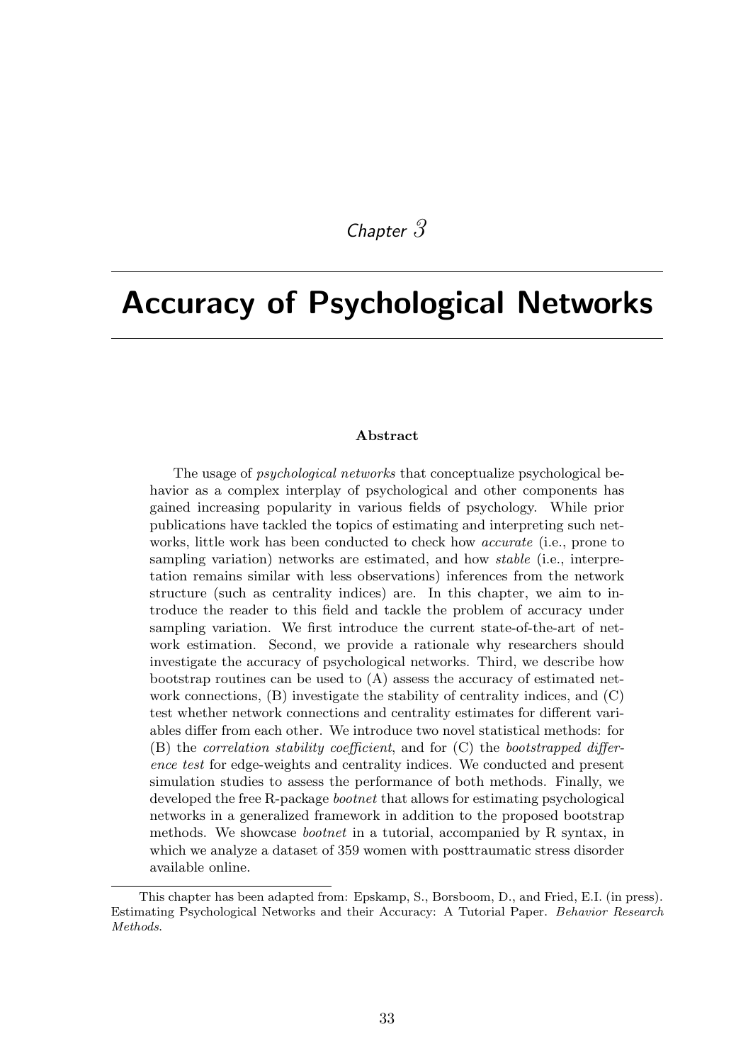*Chapter 3*

# Accuracy of Psychological Networks

**Abstract**

The usage of *psychological networks* that conceptualize psychological behavior as a complex interplay of psychological and other components has gained increasing popularity in various fields of psychology. While prior publications have tackled the topics of estimating and interpreting such networks, little work has been conducted to check how *accurate* (i.e., prone to sampling variation) networks are estimated, and how *stable* (i.e., interpretation remains similar with less observations) inferences from the network structure (such as centrality indices) are. In this chapter, we aim to introduce the reader to this field and tackle the problem of accuracy under sampling variation. We first introduce the current state-of-the-art of network estimation. Second, we provide a rationale why researchers should investigate the accuracy of psychological networks. Third, we describe how bootstrap routines can be used to (A) assess the accuracy of estimated network connections, (B) investigate the stability of centrality indices, and (C) test whether network connections and centrality estimates for different variables differ from each other. We introduce two novel statistical methods: for (B) the *correlation stability coefficient*, and for (C) the *bootstrapped difference test* for edge-weights and centrality indices. We conducted and present simulation studies to assess the performance of both methods. Finally, we developed the free R-package *bootnet* that allows for estimating psychological networks in a generalized framework in addition to the proposed bootstrap methods. We showcase *bootnet* in a tutorial, accompanied by R syntax, in which we analyze a dataset of 359 women with posttraumatic stress disorder available online.

---

This chapter has been adapted from: Epskamp, S., Borsboom, D., and Fried, E.I. (in press). Estimating Psychological Networks and their Accuracy: A Tutorial Paper. *Behavior Research Methods*.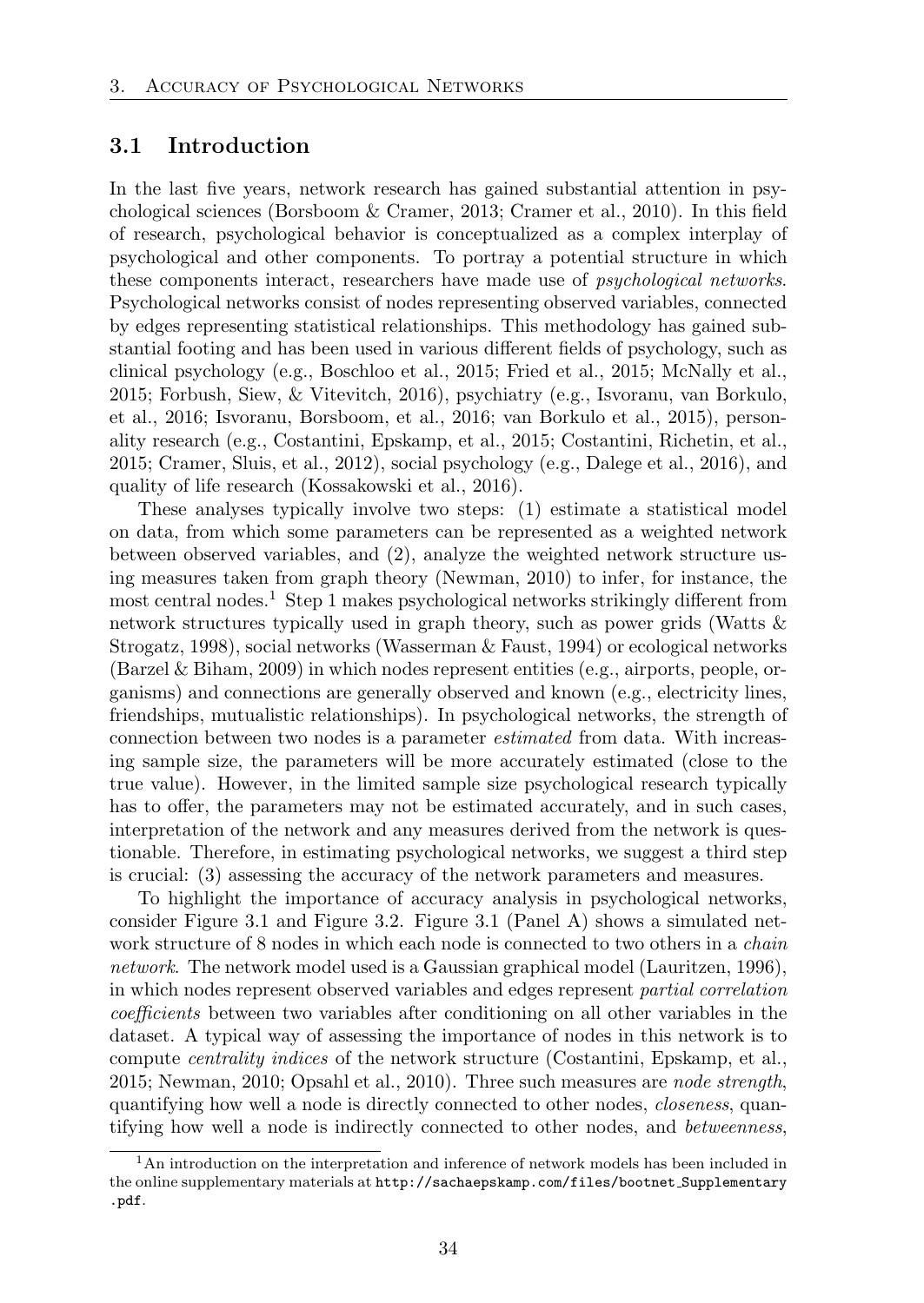## 3.1 Introduction

In the last five years, network research has gained substantial attention in psychological sciences (Borsboom & Cramer, 2013; Cramer et al., 2010). In this field of research, psychological behavior is conceptualized as a complex interplay of psychological and other components. To portray a potential structure in which these components interact, researchers have made use of *psychological networks*. Psychological networks consist of nodes representing observed variables, connected by edges representing statistical relationships. This methodology has gained substantial footing and has been used in various different fields of psychology, such as clinical psychology (e.g., Boschloo et al., 2015; Fried et al., 2015; McNally et al., 2015; Forbush, Siew, & Vitevitch, 2016), psychiatry (e.g., Isvoranu, van Borkulo, et al., 2016; Isvoranu, Borsboom, et al., 2016; van Borkulo et al., 2015), personality research (e.g., Costantini, Epskamp, et al., 2015; Costantini, Richetin, et al., 2015; Cramer, Sluis, et al., 2012), social psychology (e.g., Dalege et al., 2016), and quality of life research (Kossakowski et al., 2016).

These analyses typically involve two steps: (1) estimate a statistical model on data, from which some parameters can be represented as a weighted network between observed variables, and (2), analyze the weighted network structure using measures taken from graph theory (Newman, 2010) to infer, for instance, the most central nodes.[1] Step 1 makes psychological networks strikingly different from network structures typically used in graph theory, such as power grids (Watts & Strogatz, 1998), social networks (Wasserman & Faust, 1994) or ecological networks (Barzel & Biham, 2009) in which nodes represent entities (e.g., airports, people, organisms) and connections are generally observed and known (e.g., electricity lines, friendships, mutualistic relationships). In psychological networks, the strength of connection between two nodes is a parameter *estimated* from data. With increasing sample size, the parameters will be more accurately estimated (close to the true value). However, in the limited sample size psychological research typically has to offer, the parameters may not be estimated accurately, and in such cases, interpretation of the network and any measures derived from the network is questionable. Therefore, in estimating psychological networks, we suggest a third step is crucial: (3) assessing the accuracy of the network parameters and measures.

To highlight the importance of accuracy analysis in psychological networks, consider Figure 3.1 and Figure 3.2. Figure 3.1 (Panel A) shows a simulated network structure of 8 nodes in which each node is connected to two others in a *chain network*. The network model used is a Gaussian graphical model (Lauritzen, 1996), in which nodes represent observed variables and edges represent *partial correlation coefficients* between two variables after conditioning on all other variables in the dataset. A typical way of assessing the importance of nodes in this network is to compute *centrality indices* of the network structure (Costantini, Epskamp, et al., 2015; Newman, 2010; Opsahl et al., 2010). Three such measures are *node strength*, quantifying how well a node is directly connected to other nodes, *closeness*, quantifying how well a node is indirectly connected to other nodes, and *betweenness*,

[1] An introduction on the interpretation and inference of network models has been included in the online supplementary materials at `http://sachaepskamp.com/files/bootnet_Supplementary.pdf`.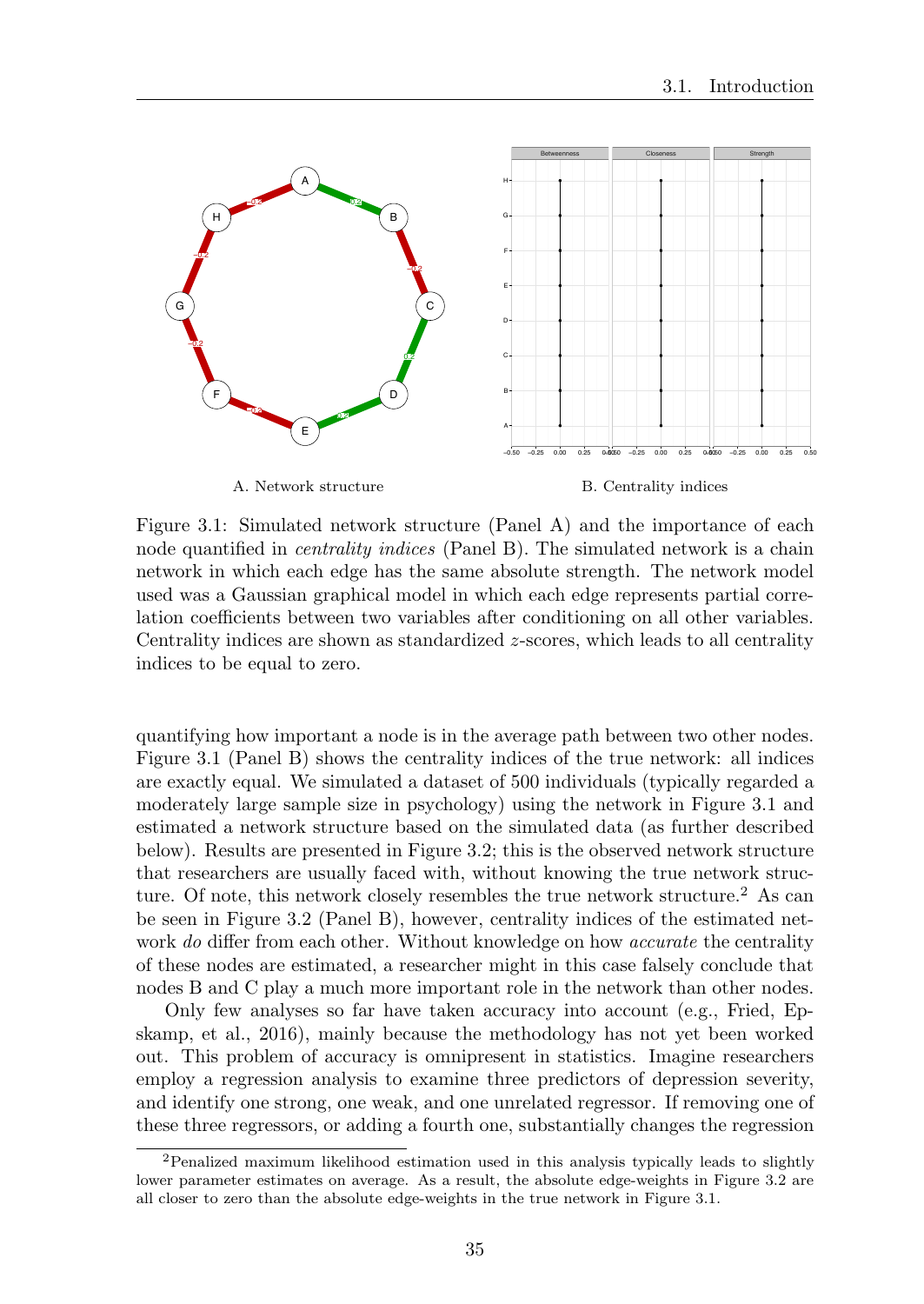A. Network structure

B. Centrality indices

Figure 3.1: Simulated network structure (Panel A) and the importance of each node quantified in *centrality indices* (Panel B). The simulated network is a chain network in which each edge has the same absolute strength. The network model used was a Gaussian graphical model in which each edge represents partial correlation coefficients between two variables after conditioning on all other variables. Centrality indices are shown as standardized $z$-scores, which leads to all centrality indices to be equal to zero.

quantifying how important a node is in the average path between two other nodes. Figure 3.1 (Panel B) shows the centrality indices of the true network: all indices are exactly equal. We simulated a dataset of 500 individuals (typically regarded a moderately large sample size in psychology) using the network in Figure 3.1 and estimated a network structure based on the simulated data (as further described below). Results are presented in Figure 3.2; this is the observed network structure that researchers are usually faced with, without knowing the true network structure. Of note, this network closely resembles the true network structure.[2] As can be seen in Figure 3.2 (Panel B), however, centrality indices of the estimated network *do* differ from each other. Without knowledge on how *accurate* the centrality of these nodes are estimated, a researcher might in this case falsely conclude that nodes B and C play a much more important role in the network than other nodes.

Only few analyses so far have taken accuracy into account (e.g., Fried, Epskamp, et al., 2016), mainly because the methodology has not yet been worked out. This problem of accuracy is omnipresent in statistics. Imagine researchers employ a regression analysis to examine three predictors of depression severity, and identify one strong, one weak, and one unrelated regressor. If removing one of these three regressors, or adding a fourth one, substantially changes the regression

[2] Penalized maximum likelihood estimation used in this analysis typically leads to slightly lower parameter estimates on average. As a result, the absolute edge-weights in Figure 3.2 are all closer to zero than the absolute edge-weights in the true network in Figure 3.1.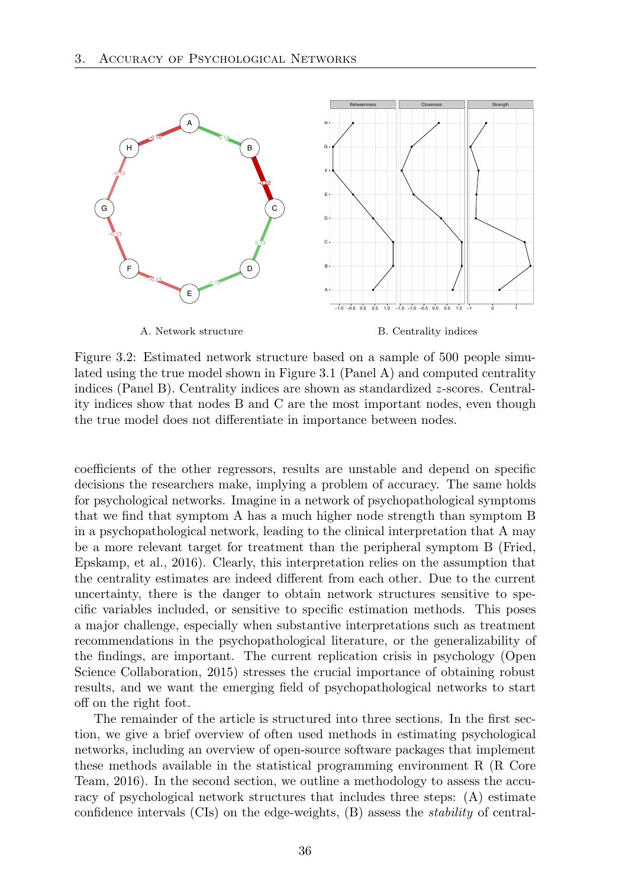A. Network structure

B. Centrality indices

Figure 3.2: Estimated network structure based on a sample of 500 people simulated using the true model shown in Figure 3.1 (Panel A) and computed centrality indices (Panel B). Centrality indices are shown as standardized $z$-scores. Centrality indices show that nodes B and C are the most important nodes, even though the true model does not differentiate in importance between nodes.

coefficients of the other regressors, results are unstable and depend on specific decisions the researchers make, implying a problem of accuracy. The same holds for psychological networks. Imagine in a network of psychopathological symptoms that we find that symptom A has a much higher node strength than symptom B in a psychopathological network, leading to the clinical interpretation that A may be a more relevant target for treatment than the peripheral symptom B (Fried, Epskamp, et al., 2016). Clearly, this interpretation relies on the assumption that the centrality estimates are indeed different from each other. Due to the current uncertainty, there is the danger to obtain network structures sensitive to specific variables included, or sensitive to specific estimation methods. This poses a major challenge, especially when substantive interpretations such as treatment recommendations in the psychopathological literature, or the generalizability of the findings, are important. The current replication crisis in psychology (Open Science Collaboration, 2015) stresses the crucial importance of obtaining robust results, and we want the emerging field of psychopathological networks to start off on the right foot.

The remainder of the article is structured into three sections. In the first section, we give a brief overview of often used methods in estimating psychological networks, including an overview of open-source software packages that implement these methods available in the statistical programming environment R (R Core Team, 2016). In the second section, we outline a methodology to assess the accuracy of psychological network structures that includes three steps: (A) estimate confidence intervals (CIs) on the edge-weights, (B) assess the *stability* of central-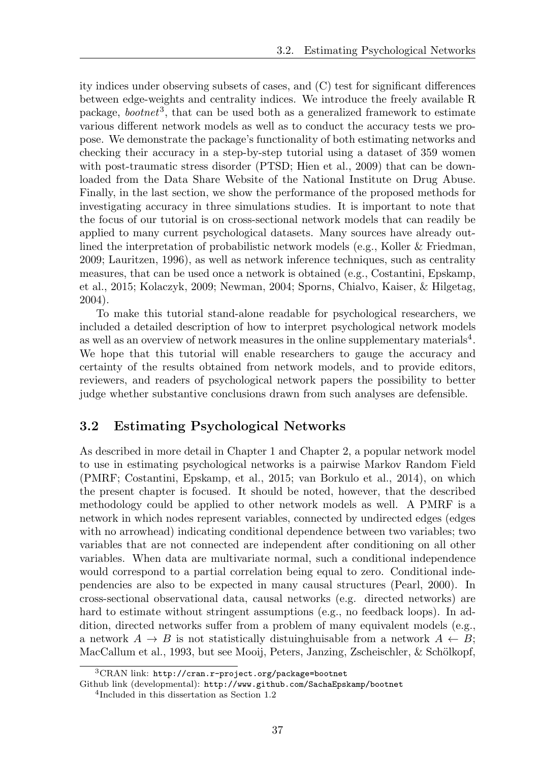ity indices under observing subsets of cases, and (C) test for significant differences between edge-weights and centrality indices. We introduce the freely available R package, *bootnet*[3], that can be used both as a generalized framework to estimate various different network models as well as to conduct the accuracy tests we propose. We demonstrate the package's functionality of both estimating networks and checking their accuracy in a step-by-step tutorial using a dataset of 359 women with post-traumatic stress disorder (PTSD; Hien et al., 2009) that can be downloaded from the Data Share Website of the National Institute on Drug Abuse. Finally, in the last section, we show the performance of the proposed methods for investigating accuracy in three simulations studies. It is important to note that the focus of our tutorial is on cross-sectional network models that can readily be applied to many current psychological datasets. Many sources have already outlined the interpretation of probabilistic network models (e.g., Koller & Friedman, 2009; Lauritzen, 1996), as well as network inference techniques, such as centrality measures, that can be used once a network is obtained (e.g., Costantini, Epskamp, et al., 2015; Kolaczyk, 2009; Newman, 2004; Sporns, Chialvo, Kaiser, & Hilgetag, 2004).

To make this tutorial stand-alone readable for psychological researchers, we included a detailed description of how to interpret psychological network models as well as an overview of network measures in the online supplementary materials[4]. We hope that this tutorial will enable researchers to gauge the accuracy and certainty of the results obtained from network models, and to provide editors, reviewers, and readers of psychological network papers the possibility to better judge whether substantive conclusions drawn from such analyses are defensible.

## 3.2 Estimating Psychological Networks

As described in more detail in Chapter 1 and Chapter 2, a popular network model to use in estimating psychological networks is a pairwise Markov Random Field (PMRF; Costantini, Epskamp, et al., 2015; van Borkulo et al., 2014), on which the present chapter is focused. It should be noted, however, that the described methodology could be applied to other network models as well. A PMRF is a network in which nodes represent variables, connected by undirected edges (edges with no arrowhead) indicating conditional dependence between two variables; two variables that are not connected are independent after conditioning on all other variables. When data are multivariate normal, such a conditional independence would correspond to a partial correlation being equal to zero. Conditional independencies are also to be expected in many causal structures (Pearl, 2000). In cross-sectional observational data, causal networks (e.g. directed networks) are hard to estimate without stringent assumptions (e.g., no feedback loops). In addition, directed networks suffer from a problem of many equivalent models (e.g., a network $A \rightarrow B$ is not statistically distuinghuisable from a network $A \leftarrow B$; MacCallum et al., 1993, but see Mooij, Peters, Janzing, Zscheischler, & Schölkopf,

[3] CRAN link: `http://cran.r-project.org/package=bootnet`
Github link (developmental): `http://www.github.com/SachaEpskamp/bootnet`

[4] Included in this dissertation as Section 1.2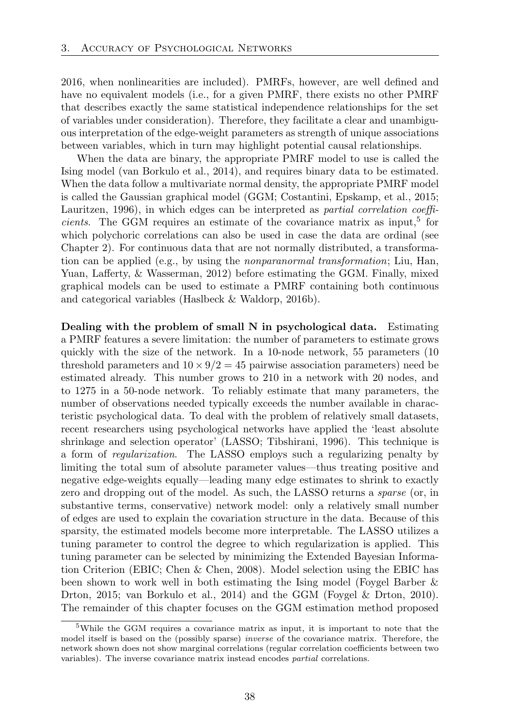2016, when nonlinearities are included). PMRFs, however, are well defined and have no equivalent models (i.e., for a given PMRF, there exists no other PMRF that describes exactly the same statistical independence relationships for the set of variables under consideration). Therefore, they facilitate a clear and unambiguous interpretation of the edge-weight parameters as strength of unique associations between variables, which in turn may highlight potential causal relationships.

When the data are binary, the appropriate PMRF model to use is called the Ising model (van Borkulo et al., 2014), and requires binary data to be estimated. When the data follow a multivariate normal density, the appropriate PMRF model is called the Gaussian graphical model (GGM; Costantini, Epskamp, et al., 2015; Lauritzen, 1996), in which edges can be interpreted as *partial correlation coefficients*. The GGM requires an estimate of the covariance matrix as input,[5] for which polychoric correlations can also be used in case the data are ordinal (see Chapter 2). For continuous data that are not normally distributed, a transformation can be applied (e.g., by using the *nonparanormal transformation*; Liu, Han, Yuan, Lafferty, & Wasserman, 2012) before estimating the GGM. Finally, mixed graphical models can be used to estimate a PMRF containing both continuous and categorical variables (Haslbeck & Waldorp, 2016b).

**Dealing with the problem of small N in psychological data.** Estimating a PMRF features a severe limitation: the number of parameters to estimate grows quickly with the size of the network. In a 10-node network, 55 parameters (10 threshold parameters and $10 \times 9/2 = 45$ pairwise association parameters) need be estimated already. This number grows to 210 in a network with 20 nodes, and to 1275 in a 50-node network. To reliably estimate that many parameters, the number of observations needed typically exceeds the number available in characteristic psychological data. To deal with the problem of relatively small datasets, recent researchers using psychological networks have applied the 'least absolute shrinkage and selection operator' (LASSO; Tibshirani, 1996). This technique is a form of *regularization*. The LASSO employs such a regularizing penalty by limiting the total sum of absolute parameter values—thus treating positive and negative edge-weights equally—leading many edge estimates to shrink to exactly zero and dropping out of the model. As such, the LASSO returns a *sparse* (or, in substantive terms, conservative) network model: only a relatively small number of edges are used to explain the covariation structure in the data. Because of this sparsity, the estimated models become more interpretable. The LASSO utilizes a tuning parameter to control the degree to which regularization is applied. This tuning parameter can be selected by minimizing the Extended Bayesian Information Criterion (EBIC; Chen & Chen, 2008). Model selection using the EBIC has been shown to work well in both estimating the Ising model (Foygel Barber & Drton, 2015; van Borkulo et al., 2014) and the GGM (Foygel & Drton, 2010). The remainder of this chapter focuses on the GGM estimation method proposed

[5] While the GGM requires a covariance matrix as input, it is important to note that the model itself is based on the (possibly sparse) *inverse* of the covariance matrix. Therefore, the network shown does not show marginal correlations (regular correlation coefficients between two variables). The inverse covariance matrix instead encodes *partial* correlations.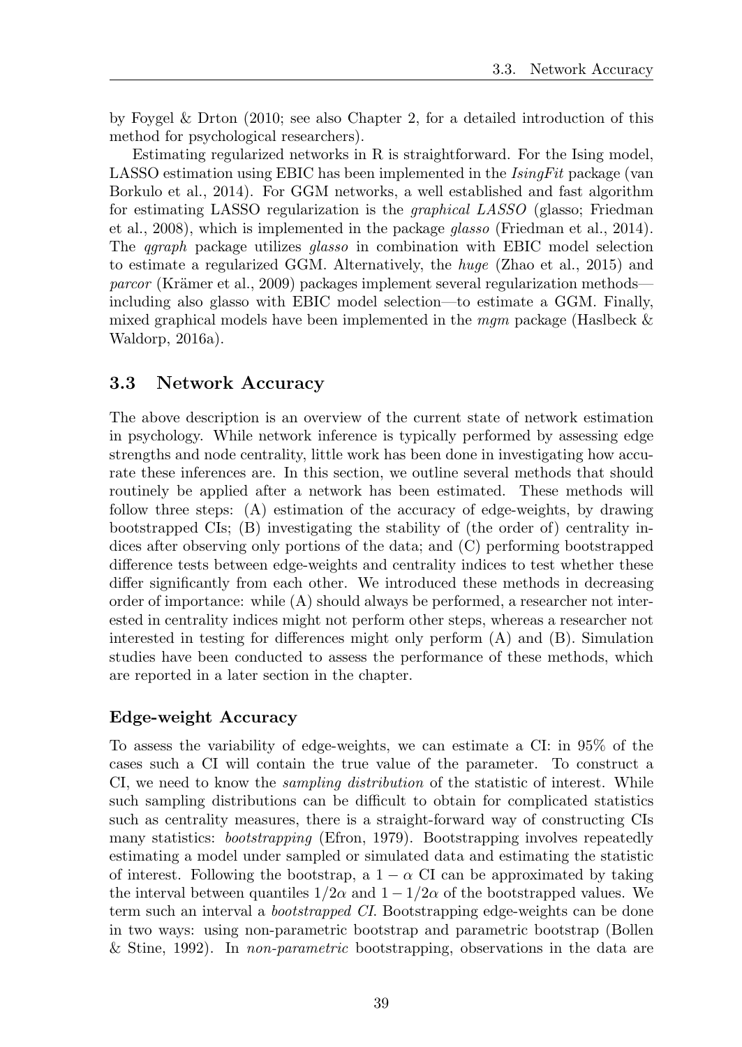by Foygel & Drton (2010; see also Chapter 2, for a detailed introduction of this method for psychological researchers).

Estimating regularized networks in R is straightforward. For the Ising model, LASSO estimation using EBIC has been implemented in the *IsingFit* package (van Borkulo et al., 2014). For GGM networks, a well established and fast algorithm for estimating LASSO regularization is the *graphical LASSO* (glasso; Friedman et al., 2008), which is implemented in the package *glasso* (Friedman et al., 2014). The *qgraph* package utilizes *glasso* in combination with EBIC model selection to estimate a regularized GGM. Alternatively, the *huge* (Zhao et al., 2015) and *parcor* (Krämer et al., 2009) packages implement several regularization methods—including also glasso with EBIC model selection—to estimate a GGM. Finally, mixed graphical models have been implemented in the *mgm* package (Haslbeck & Waldorp, 2016a).

## 3.3 Network Accuracy

The above description is an overview of the current state of network estimation in psychology. While network inference is typically performed by assessing edge strengths and node centrality, little work has been done in investigating how accurate these inferences are. In this section, we outline several methods that should routinely be applied after a network has been estimated. These methods will follow three steps: (A) estimation of the accuracy of edge-weights, by drawing bootstrapped CIs; (B) investigating the stability of (the order of) centrality indices after observing only portions of the data; and (C) performing bootstrapped difference tests between edge-weights and centrality indices to test whether these differ significantly from each other. We introduced these methods in decreasing order of importance: while (A) should always be performed, a researcher not interested in centrality indices might not perform other steps, whereas a researcher not interested in testing for differences might only perform (A) and (B). Simulation studies have been conducted to assess the performance of these methods, which are reported in a later section in the chapter.

### Edge-weight Accuracy

To assess the variability of edge-weights, we can estimate a CI: in 95% of the cases such a CI will contain the true value of the parameter. To construct a CI, we need to know the *sampling distribution* of the statistic of interest. While such sampling distributions can be difficult to obtain for complicated statistics such as centrality measures, there is a straight-forward way of constructing CIs many statistics: *bootstrapping* (Efron, 1979). Bootstrapping involves repeatedly estimating a model under sampled or simulated data and estimating the statistic of interest. Following the bootstrap, a $1 - \alpha$ CI can be approximated by taking the interval between quantiles $1/2\alpha$ and $1 - 1/2\alpha$ of the bootstrapped values. We term such an interval a *bootstrapped CI*. Bootstrapping edge-weights can be done in two ways: using non-parametric bootstrap and parametric bootstrap (Bollen & Stine, 1992). In *non-parametric* bootstrapping, observations in the data are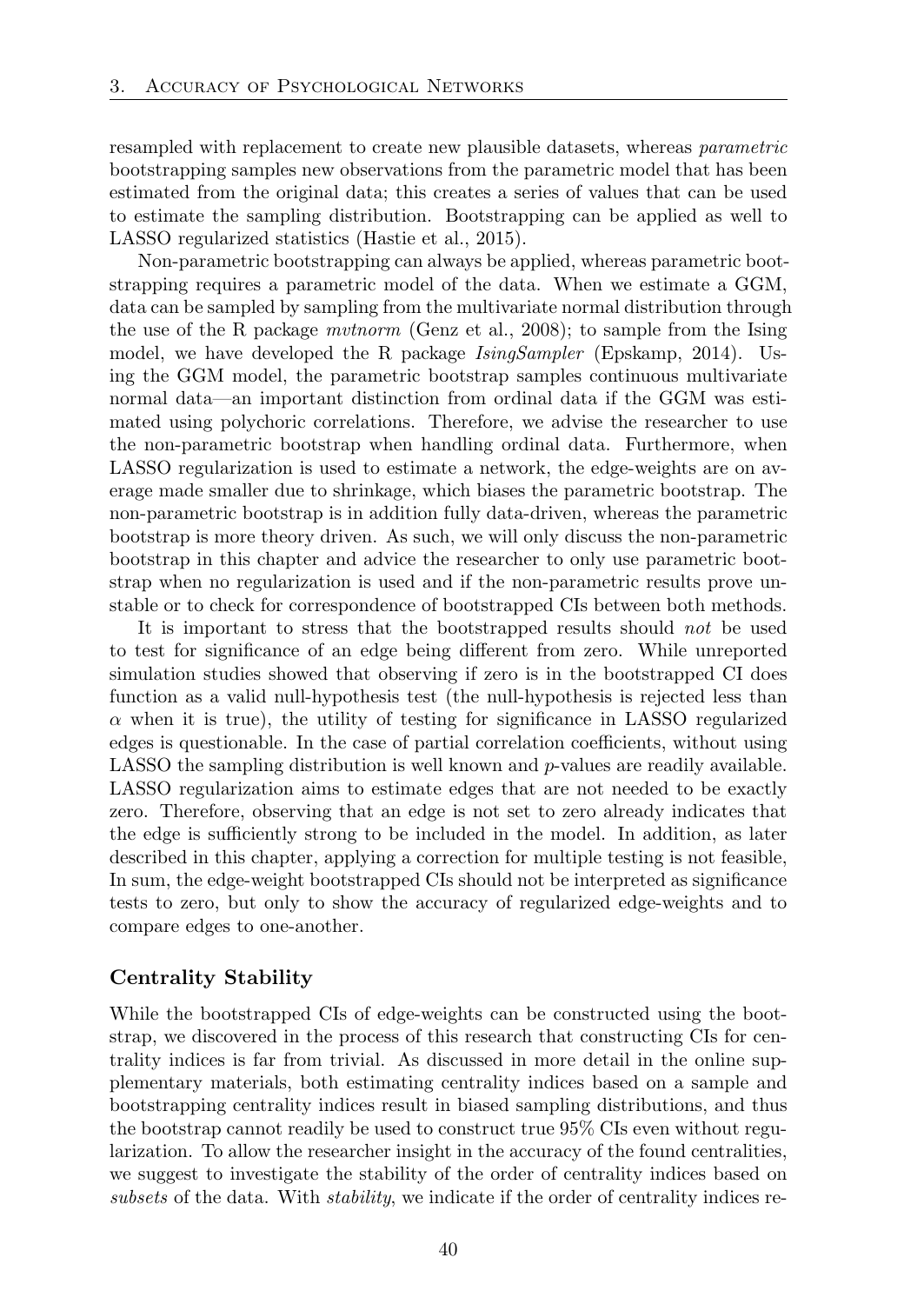resampled with replacement to create new plausible datasets, whereas *parametric* bootstrapping samples new observations from the parametric model that has been estimated from the original data; this creates a series of values that can be used to estimate the sampling distribution. Bootstrapping can be applied as well to LASSO regularized statistics (Hastie et al., 2015).

Non-parametric bootstrapping can always be applied, whereas parametric bootstrapping requires a parametric model of the data. When we estimate a GGM, data can be sampled by sampling from the multivariate normal distribution through the use of the R package *mvtnorm* (Genz et al., 2008); to sample from the Ising model, we have developed the R package *IsingSampler* (Epskamp, 2014). Using the GGM model, the parametric bootstrap samples continuous multivariate normal data—an important distinction from ordinal data if the GGM was estimated using polychoric correlations. Therefore, we advise the researcher to use the non-parametric bootstrap when handling ordinal data. Furthermore, when LASSO regularization is used to estimate a network, the edge-weights are on average made smaller due to shrinkage, which biases the parametric bootstrap. The non-parametric bootstrap is in addition fully data-driven, whereas the parametric bootstrap is more theory driven. As such, we will only discuss the non-parametric bootstrap in this chapter and advice the researcher to only use parametric bootstrap when no regularization is used and if the non-parametric results prove unstable or to check for correspondence of bootstrapped CIs between both methods.

It is important to stress that the bootstrapped results should *not* be used to test for significance of an edge being different from zero. While unreported simulation studies showed that observing if zero is in the bootstrapped CI does function as a valid null-hypothesis test (the null-hypothesis is rejected less than $\alpha$ when it is true), the utility of testing for significance in LASSO regularized edges is questionable. In the case of partial correlation coefficients, without using LASSO the sampling distribution is well known and $p$-values are readily available. LASSO regularization aims to estimate edges that are not needed to be exactly zero. Therefore, observing that an edge is not set to zero already indicates that the edge is sufficiently strong to be included in the model. In addition, as later described in this chapter, applying a correction for multiple testing is not feasible, In sum, the edge-weight bootstrapped CIs should not be interpreted as significance tests to zero, but only to show the accuracy of regularized edge-weights and to compare edges to one-another.

### Centrality Stability

While the bootstrapped CIs of edge-weights can be constructed using the bootstrap, we discovered in the process of this research that constructing CIs for centrality indices is far from trivial. As discussed in more detail in the online supplementary materials, both estimating centrality indices based on a sample and bootstrapping centrality indices result in biased sampling distributions, and thus the bootstrap cannot readily be used to construct true 95% CIs even without regularization. To allow the researcher insight in the accuracy of the found centralities, we suggest to investigate the stability of the order of centrality indices based on *subsets* of the data. With *stability*, we indicate if the order of centrality indices re-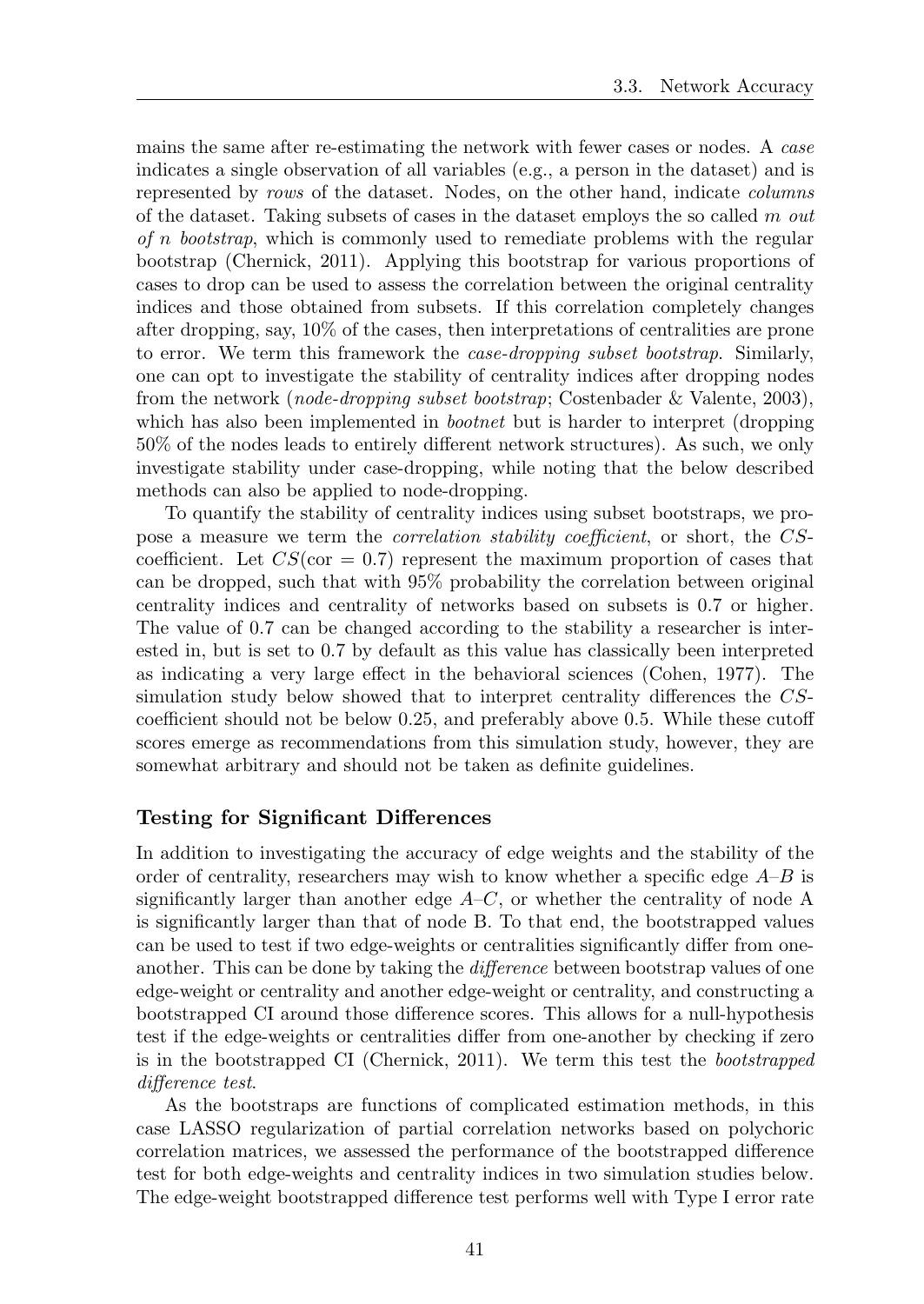mains the same after re-estimating the network with fewer cases or nodes. A *case* indicates a single observation of all variables (e.g., a person in the dataset) and is represented by *rows* of the dataset. Nodes, on the other hand, indicate *columns* of the dataset. Taking subsets of cases in the dataset employs the so called *m out of n bootstrap*, which is commonly used to remediate problems with the regular bootstrap (Chernick, 2011). Applying this bootstrap for various proportions of cases to drop can be used to assess the correlation between the original centrality indices and those obtained from subsets. If this correlation completely changes after dropping, say, 10% of the cases, then interpretations of centralities are prone to error. We term this framework the *case-dropping subset bootstrap*. Similarly, one can opt to investigate the stability of centrality indices after dropping nodes from the network (*node-dropping subset bootstrap*; Costenbader & Valente, 2003), which has also been implemented in *bootnet* but is harder to interpret (dropping 50% of the nodes leads to entirely different network structures). As such, we only investigate stability under case-dropping, while noting that the below described methods can also be applied to node-dropping.

To quantify the stability of centrality indices using subset bootstraps, we propose a measure we term the *correlation stability coefficient*, or short, the *CS*-coefficient. Let $CS(\text{cor} = 0.7)$ represent the maximum proportion of cases that can be dropped, such that with 95% probability the correlation between original centrality indices and centrality of networks based on subsets is 0.7 or higher. The value of 0.7 can be changed according to the stability a researcher is interested in, but is set to 0.7 by default as this value has classically been interpreted as indicating a very large effect in the behavioral sciences (Cohen, 1977). The simulation study below showed that to interpret centrality differences the *CS*-coefficient should not be below 0.25, and preferably above 0.5. While these cutoff scores emerge as recommendations from this simulation study, however, they are somewhat arbitrary and should not be taken as definite guidelines.

### Testing for Significant Differences

In addition to investigating the accuracy of edge weights and the stability of the order of centrality, researchers may wish to know whether a specific edge $A$–$B$ is significantly larger than another edge $A$–$C$, or whether the centrality of node A is significantly larger than that of node B. To that end, the bootstrapped values can be used to test if two edge-weights or centralities significantly differ from one-another. This can be done by taking the *difference* between bootstrap values of one edge-weight or centrality and another edge-weight or centrality, and constructing a bootstrapped CI around those difference scores. This allows for a null-hypothesis test if the edge-weights or centralities differ from one-another by checking if zero is in the bootstrapped CI (Chernick, 2011). We term this test the *bootstrapped difference test*.

As the bootstraps are functions of complicated estimation methods, in this case LASSO regularization of partial correlation networks based on polychoric correlation matrices, we assessed the performance of the bootstrapped difference test for both edge-weights and centrality indices in two simulation studies below. The edge-weight bootstrapped difference test performs well with Type I error rate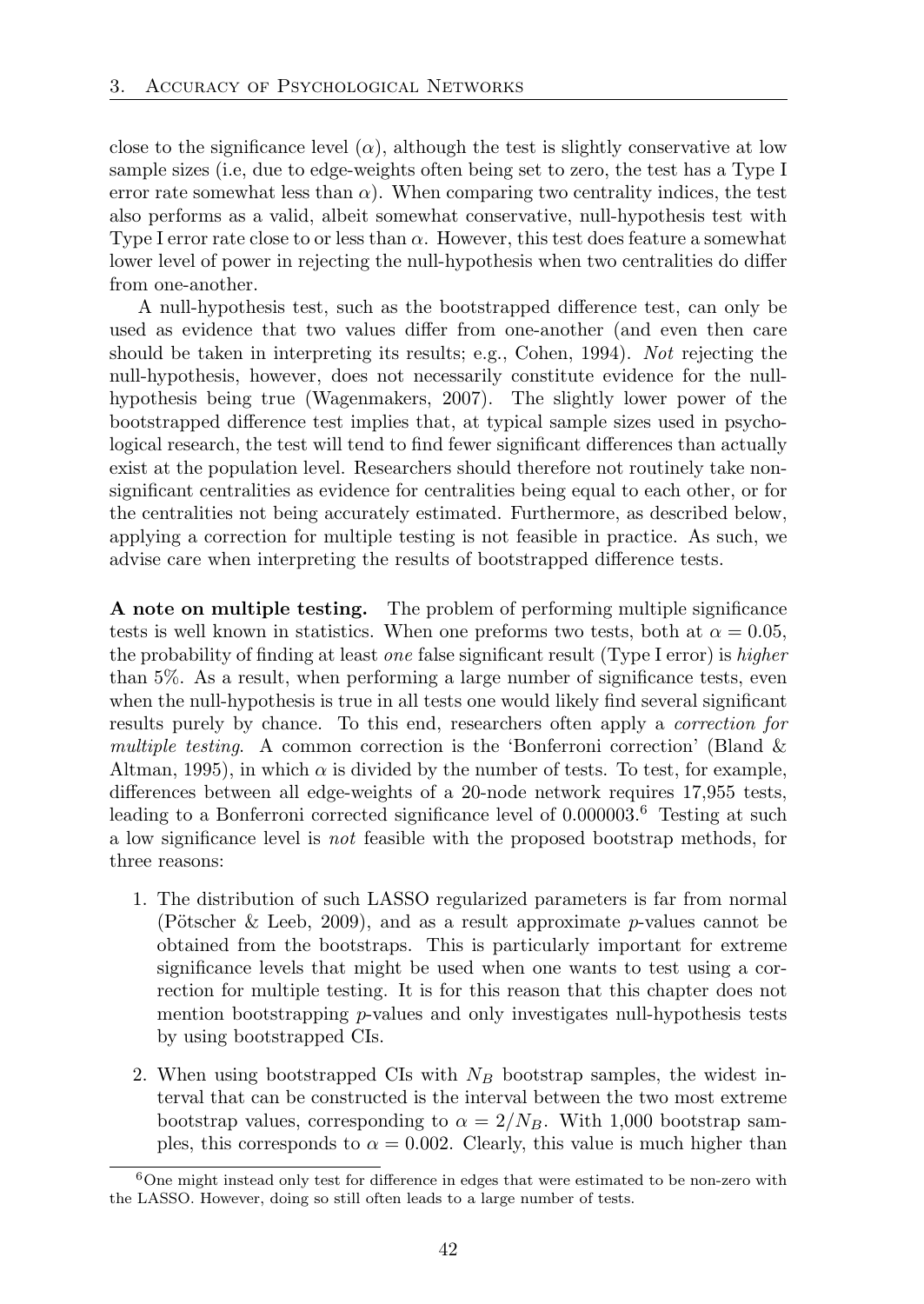close to the significance level ($\alpha$), although the test is slightly conservative at low sample sizes (i.e, due to edge-weights often being set to zero, the test has a Type I error rate somewhat less than $\alpha$). When comparing two centrality indices, the test also performs as a valid, albeit somewhat conservative, null-hypothesis test with Type I error rate close to or less than $\alpha$. However, this test does feature a somewhat lower level of power in rejecting the null-hypothesis when two centralities do differ from one-another.

A null-hypothesis test, such as the bootstrapped difference test, can only be used as evidence that two values differ from one-another (and even then care should be taken in interpreting its results; e.g., Cohen, 1994). *Not* rejecting the null-hypothesis, however, does not necessarily constitute evidence for the null-hypothesis being true (Wagenmakers, 2007). The slightly lower power of the bootstrapped difference test implies that, at typical sample sizes used in psychological research, the test will tend to find fewer significant differences than actually exist at the population level. Researchers should therefore not routinely take non-significant centralities as evidence for centralities being equal to each other, or for the centralities not being accurately estimated. Furthermore, as described below, applying a correction for multiple testing is not feasible in practice. As such, we advise care when interpreting the results of bootstrapped difference tests.

**A note on multiple testing.** The problem of performing multiple significance tests is well known in statistics. When one preforms two tests, both at $\alpha = 0.05$, the probability of finding at least *one* false significant result (Type I error) is *higher* than 5%. As a result, when performing a large number of significance tests, even when the null-hypothesis is true in all tests one would likely find several significant results purely by chance. To this end, researchers often apply a *correction for multiple testing*. A common correction is the 'Bonferroni correction' (Bland & Altman, 1995), in which $\alpha$ is divided by the number of tests. To test, for example, differences between all edge-weights of a 20-node network requires 17,955 tests, leading to a Bonferroni corrected significance level of 0.000003.[6] Testing at such a low significance level is *not* feasible with the proposed bootstrap methods, for three reasons:

1. The distribution of such LASSO regularized parameters is far from normal (Pötscher & Leeb, 2009), and as a result approximate $p$-values cannot be obtained from the bootstraps. This is particularly important for extreme significance levels that might be used when one wants to test using a correction for multiple testing. It is for this reason that this chapter does not mention bootstrapping $p$-values and only investigates null-hypothesis tests by using bootstrapped CIs.
2. When using bootstrapped CIs with $N_B$ bootstrap samples, the widest interval that can be constructed is the interval between the two most extreme bootstrap values, corresponding to $\alpha = 2/N_B$. With 1,000 bootstrap samples, this corresponds to $\alpha = 0.002$. Clearly, this value is much higher than

[6] One might instead only test for difference in edges that were estimated to be non-zero with the LASSO. However, doing so still often leads to a large number of tests.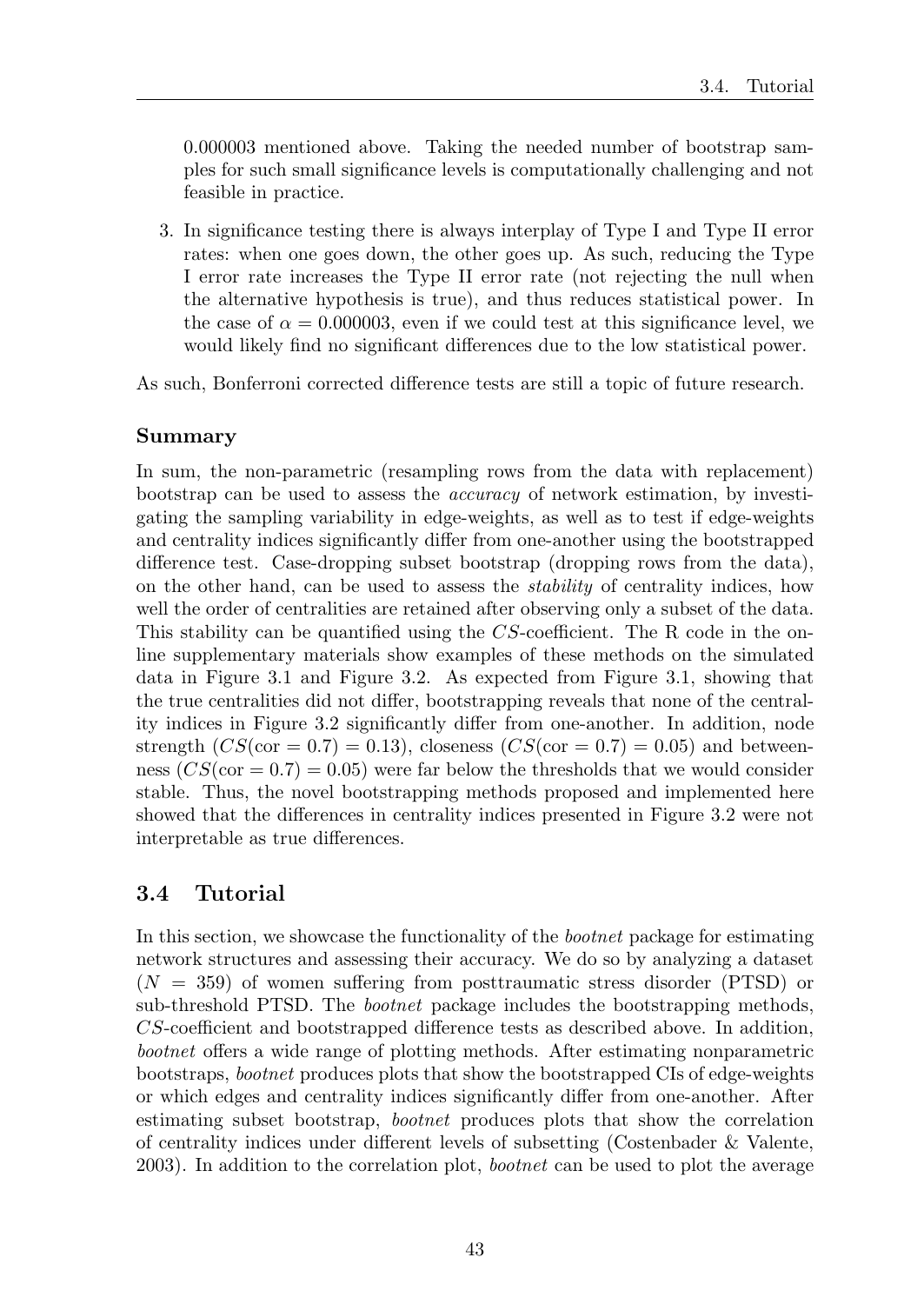0.000003 mentioned above. Taking the needed number of bootstrap samples for such small significance levels is computationally challenging and not feasible in practice.

3. In significance testing there is always interplay of Type I and Type II error rates: when one goes down, the other goes up. As such, reducing the Type I error rate increases the Type II error rate (not rejecting the null when the alternative hypothesis is true), and thus reduces statistical power. In the case of $\alpha = 0.000003$, even if we could test at this significance level, we would likely find no significant differences due to the low statistical power.

As such, Bonferroni corrected difference tests are still a topic of future research.

### Summary

In sum, the non-parametric (resampling rows from the data with replacement) bootstrap can be used to assess the *accuracy* of network estimation, by investigating the sampling variability in edge-weights, as well as to test if edge-weights and centrality indices significantly differ from one-another using the bootstrapped difference test. Case-dropping subset bootstrap (dropping rows from the data), on the other hand, can be used to assess the *stability* of centrality indices, how well the order of centralities are retained after observing only a subset of the data. This stability can be quantified using the $CS$-coefficient. The R code in the online supplementary materials show examples of these methods on the simulated data in Figure 3.1 and Figure 3.2. As expected from Figure 3.1, showing that the true centralities did not differ, bootstrapping reveals that none of the centrality indices in Figure 3.2 significantly differ from one-another. In addition, node strength ($CS(\text{cor} = 0.7) = 0.13$), closeness ($CS(\text{cor} = 0.7) = 0.05$) and betweenness ($CS(\text{cor} = 0.7) = 0.05$) were far below the thresholds that we would consider stable. Thus, the novel bootstrapping methods proposed and implemented here showed that the differences in centrality indices presented in Figure 3.2 were not interpretable as true differences.

## 3.4 Tutorial

In this section, we showcase the functionality of the *bootnet* package for estimating network structures and assessing their accuracy. We do so by analyzing a dataset ($N = 359$) of women suffering from posttraumatic stress disorder (PTSD) or sub-threshold PTSD. The *bootnet* package includes the bootstrapping methods, $CS$-coefficient and bootstrapped difference tests as described above. In addition, *bootnet* offers a wide range of plotting methods. After estimating nonparametric bootstraps, *bootnet* produces plots that show the bootstrapped CIs of edge-weights or which edges and centrality indices significantly differ from one-another. After estimating subset bootstrap, *bootnet* produces plots that show the correlation of centrality indices under different levels of subsetting (Costenbader & Valente, 2003). In addition to the correlation plot, *bootnet* can be used to plot the average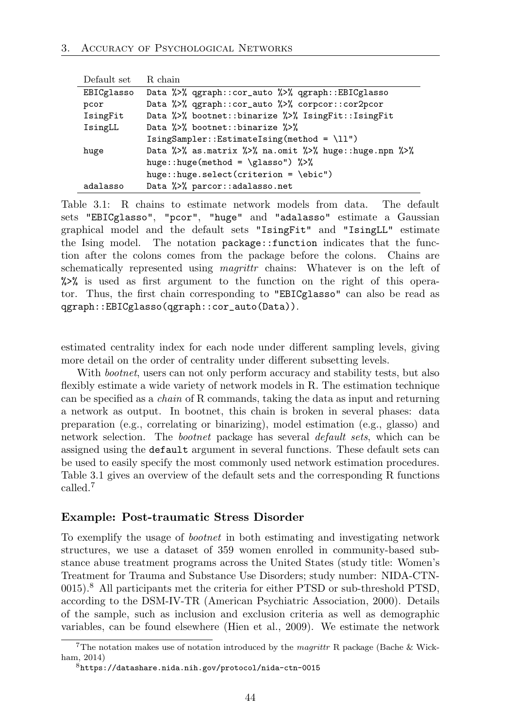| Default set | R chain |
|---|---|
| EBICglasso | `Data %>% qgraph::cor_auto %>% qgraph::EBICglasso` |
| pcor | `Data %>% qgraph::cor_auto %>% corpcor::cor2pcor` |
| IsingFit | `Data %>% bootnet::binarize %>% IsingFit::IsingFit` |
| IsingLL | `Data %>% bootnet::binarize %>%` `IsingSampler::EstimateIsing(method = \ll")` |
| huge | `Data %>% as.matrix %>% na.omit %>% huge::huge.npn %>%` `huge::huge(method = \glasso") %>%` `huge::huge.select(criterion = \ebic")` |
| adalasso | `Data %>% parcor::adalasso.net` |

Table 3.1: R chains to estimate network models from data. The default sets "EBICglasso", "pcor", "huge" and "adalasso" estimate a Gaussian graphical model and the default sets "IsingFit" and "IsingLL" estimate the Ising model. The notation `package::function` indicates that the function after the colons comes from the package before the colons. Chains are schematically represented using *magrittr* chains: Whatever is on the left of `%>%` is used as first argument to the function on the right of this operator. Thus, the first chain corresponding to "EBICglasso" can also be read as `qgraph::EBICglasso(qgraph::cor_auto(Data))`.

estimated centrality index for each node under different sampling levels, giving more detail on the order of centrality under different subsetting levels.

With *bootnet*, users can not only perform accuracy and stability tests, but also flexibly estimate a wide variety of network models in R. The estimation technique can be specified as a *chain* of R commands, taking the data as input and returning a network as output. In bootnet, this chain is broken in several phases: data preparation (e.g., correlating or binarizing), model estimation (e.g., glasso) and network selection. The *bootnet* package has several *default sets*, which can be assigned using the `default` argument in several functions. These default sets can be used to easily specify the most commonly used network estimation procedures. Table 3.1 gives an overview of the default sets and the corresponding R functions called.[7]

### Example: Post-traumatic Stress Disorder

To exemplify the usage of *bootnet* in both estimating and investigating network structures, we use a dataset of 359 women enrolled in community-based substance abuse treatment programs across the United States (study title: Women's Treatment for Trauma and Substance Use Disorders; study number: NIDA-CTN-0015).[8] All participants met the criteria for either PTSD or sub-threshold PTSD, according to the DSM-IV-TR (American Psychiatric Association, 2000). Details of the sample, such as inclusion and exclusion criteria as well as demographic variables, can be found elsewhere (Hien et al., 2009). We estimate the network

[7] The notation makes use of notation introduced by the *magrittr* R package (Bache & Wickham, 2014)

[8] https://datashare.nida.nih.gov/protocol/nida-ctn-0015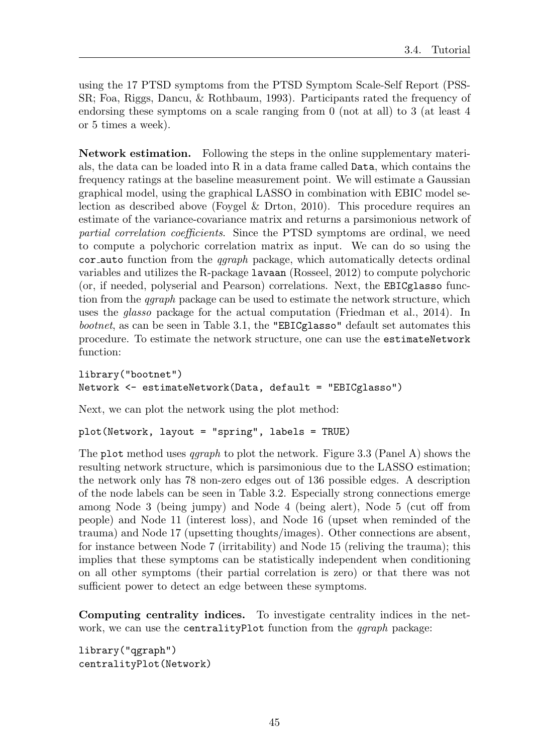using the 17 PTSD symptoms from the PTSD Symptom Scale-Self Report (PSS-SR; Foa, Riggs, Dancu, & Rothbaum, 1993). Participants rated the frequency of endorsing these symptoms on a scale ranging from 0 (not at all) to 3 (at least 4 or 5 times a week).

**Network estimation.** Following the steps in the online supplementary materials, the data can be loaded into R in a data frame called `Data`, which contains the frequency ratings at the baseline measurement point. We will estimate a Gaussian graphical model, using the graphical LASSO in combination with EBIC model selection as described above (Foygel & Drton, 2010). This procedure requires an estimate of the variance-covariance matrix and returns a parsimonious network of *partial correlation coefficients*. Since the PTSD symptoms are ordinal, we need to compute a polychoric correlation matrix as input. We can do so using the `cor_auto` function from the *qgraph* package, which automatically detects ordinal variables and utilizes the R-package `lavaan` (Rosseel, 2012) to compute polychoric (or, if needed, polyserial and Pearson) correlations. Next, the `EBICglasso` function from the *qgraph* package can be used to estimate the network structure, which uses the *glasso* package for the actual computation (Friedman et al., 2014). In *bootnet*, as can be seen in Table 3.1, the `"EBICglasso"` default set automates this procedure. To estimate the network structure, one can use the `estimateNetwork` function:

```
library("bootnet")
Network <- estimateNetwork(Data, default = "EBICglasso")
```

Next, we can plot the network using the plot method:

```
plot(Network, layout = "spring", labels = TRUE)
```

The `plot` method uses *qgraph* to plot the network. Figure 3.3 (Panel A) shows the resulting network structure, which is parsimonious due to the LASSO estimation; the network only has 78 non-zero edges out of 136 possible edges. A description of the node labels can be seen in Table 3.2. Especially strong connections emerge among Node 3 (being jumpy) and Node 4 (being alert), Node 5 (cut off from people) and Node 11 (interest loss), and Node 16 (upset when reminded of the trauma) and Node 17 (upsetting thoughts/images). Other connections are absent, for instance between Node 7 (irritability) and Node 15 (reliving the trauma); this implies that these symptoms can be statistically independent when conditioning on all other symptoms (their partial correlation is zero) or that there was not sufficient power to detect an edge between these symptoms.

**Computing centrality indices.** To investigate centrality indices in the network, we can use the `centralityPlot` function from the *qgraph* package:

```
library("qgraph")
centralityPlot(Network)
```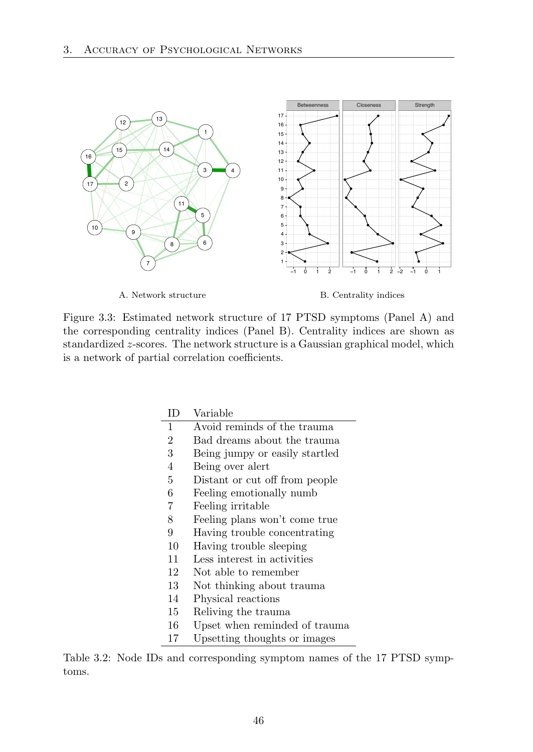A. Network structure

B. Centrality indices

Figure 3.3: Estimated network structure of 17 PTSD symptoms (Panel A) and the corresponding centrality indices (Panel B). Centrality indices are shown as standardized $z$-scores. The network structure is a Gaussian graphical model, which is a network of partial correlation coefficients.

| ID | Variable |
|---|---|
| 1 | Avoid reminds of the trauma |
| 2 | Bad dreams about the trauma |
| 3 | Being jumpy or easily startled |
| 4 | Being over alert |
| 5 | Distant or cut off from people |
| 6 | Feeling emotionally numb |
| 7 | Feeling irritable |
| 8 | Feeling plans won't come true |
| 9 | Having trouble concentrating |
| 10 | Having trouble sleeping |
| 11 | Less interest in activities |
| 12 | Not able to remember |
| 13 | Not thinking about trauma |
| 14 | Physical reactions |
| 15 | Reliving the trauma |
| 16 | Upset when reminded of trauma |
| 17 | Upsetting thoughts or images |

Table 3.2: Node IDs and corresponding symptom names of the 17 PTSD symptoms.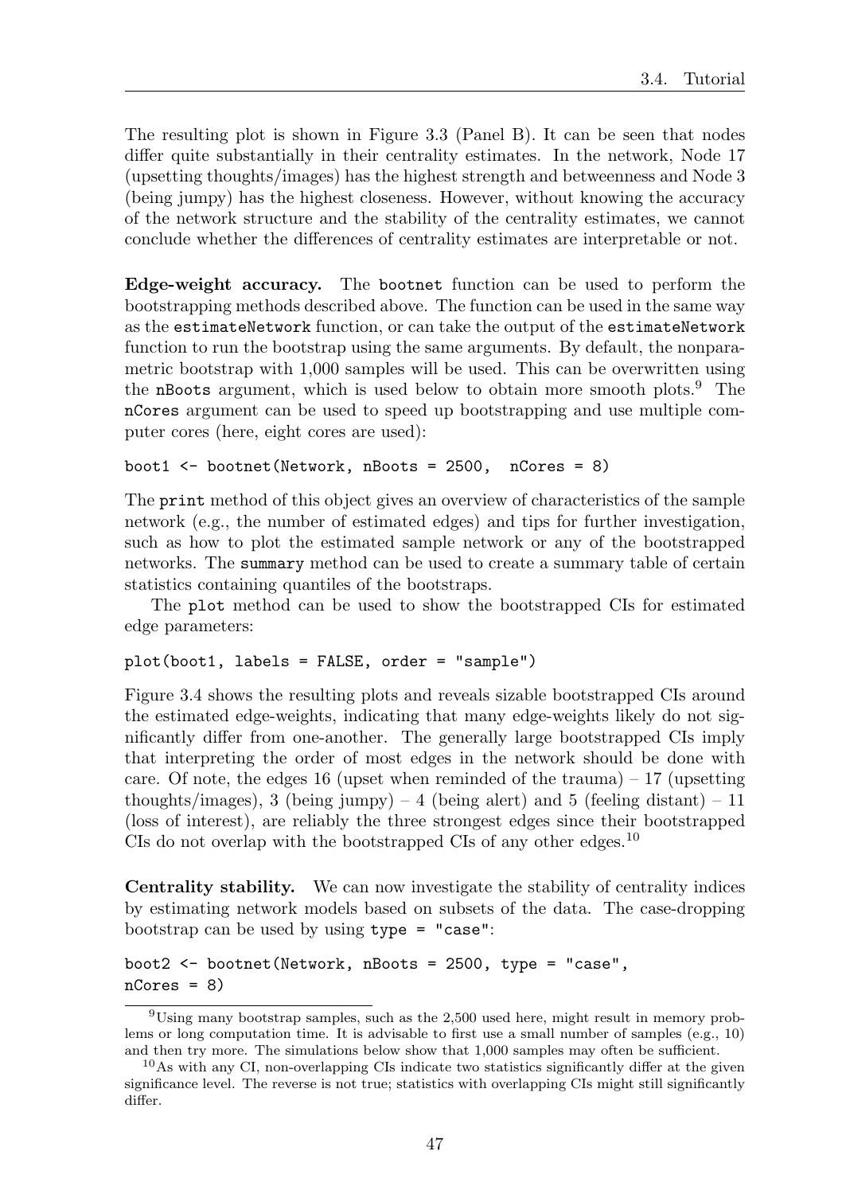The resulting plot is shown in Figure 3.3 (Panel B). It can be seen that nodes differ quite substantially in their centrality estimates. In the network, Node 17 (upsetting thoughts/images) has the highest strength and betweenness and Node 3 (being jumpy) has the highest closeness. However, without knowing the accuracy of the network structure and the stability of the centrality estimates, we cannot conclude whether the differences of centrality estimates are interpretable or not.

**Edge-weight accuracy.** The `bootnet` function can be used to perform the bootstrapping methods described above. The function can be used in the same way as the `estimateNetwork` function, or can take the output of the `estimateNetwork` function to run the bootstrap using the same arguments. By default, the nonparametric bootstrap with 1,000 samples will be used. This can be overwritten using the `nBoots` argument, which is used below to obtain more smooth plots.[9] The `nCores` argument can be used to speed up bootstrapping and use multiple computer cores (here, eight cores are used):

```
boot1 <- bootnet(Network, nBoots = 2500,  nCores = 8)
```

The `print` method of this object gives an overview of characteristics of the sample network (e.g., the number of estimated edges) and tips for further investigation, such as how to plot the estimated sample network or any of the bootstrapped networks. The `summary` method can be used to create a summary table of certain statistics containing quantiles of the bootstraps.

The `plot` method can be used to show the bootstrapped CIs for estimated edge parameters:

```
plot(boot1, labels = FALSE, order = "sample")
```

Figure 3.4 shows the resulting plots and reveals sizable bootstrapped CIs around the estimated edge-weights, indicating that many edge-weights likely do not significantly differ from one-another. The generally large bootstrapped CIs imply that interpreting the order of most edges in the network should be done with care. Of note, the edges 16 (upset when reminded of the trauma) – 17 (upsetting thoughts/images), 3 (being jumpy) – 4 (being alert) and 5 (feeling distant) – 11 (loss of interest), are reliably the three strongest edges since their bootstrapped CIs do not overlap with the bootstrapped CIs of any other edges.[10]

**Centrality stability.** We can now investigate the stability of centrality indices by estimating network models based on subsets of the data. The case-dropping bootstrap can be used by using `type = "case"`:

```
boot2 <- bootnet(Network, nBoots = 2500, type = "case",
nCores = 8)
```

[9] Using many bootstrap samples, such as the 2,500 used here, might result in memory problems or long computation time. It is advisable to first use a small number of samples (e.g., 10) and then try more. The simulations below show that 1,000 samples may often be sufficient.

[10] As with any CI, non-overlapping CIs indicate two statistics significantly differ at the given significance level. The reverse is not true; statistics with overlapping CIs might still significantly differ.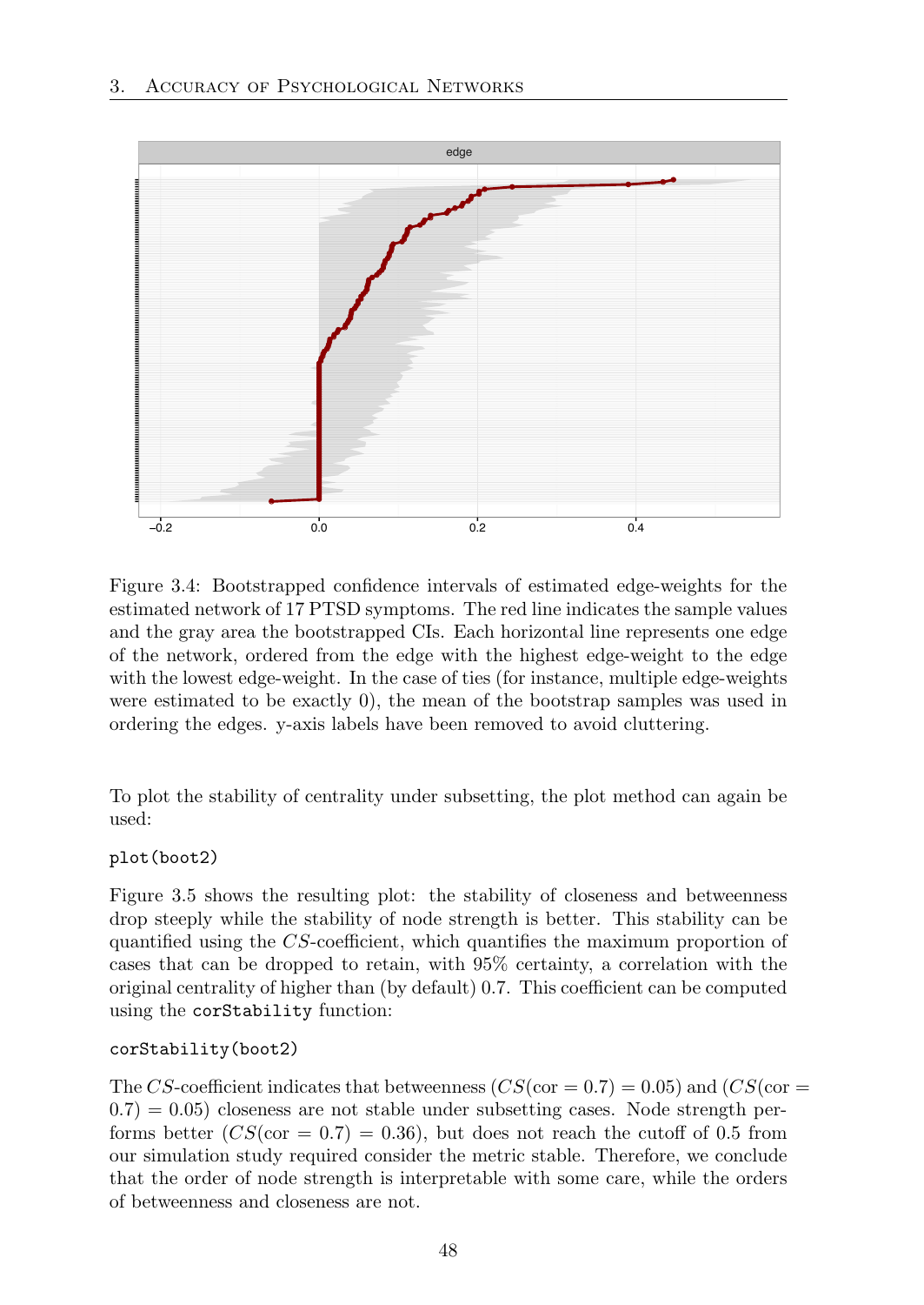Figure 3.4: Bootstrapped confidence intervals of estimated edge-weights for the estimated network of 17 PTSD symptoms. The red line indicates the sample values and the gray area the bootstrapped CIs. Each horizontal line represents one edge of the network, ordered from the edge with the highest edge-weight to the edge with the lowest edge-weight. In the case of ties (for instance, multiple edge-weights were estimated to be exactly 0), the mean of the bootstrap samples was used in ordering the edges. y-axis labels have been removed to avoid cluttering.

To plot the stability of centrality under subsetting, the plot method can again be used:

```
plot(boot2)
```

Figure 3.5 shows the resulting plot: the stability of closeness and betweenness drop steeply while the stability of node strength is better. This stability can be quantified using the $CS$-coefficient, which quantifies the maximum proportion of cases that can be dropped to retain, with 95% certainty, a correlation with the original centrality of higher than (by default) 0.7. This coefficient can be computed using the `corStability` function:

```
corStability(boot2)
```

The $CS$-coefficient indicates that betweenness ($CS(\text{cor} = 0.7) = 0.05$) and ($CS(\text{cor} = 0.7) = 0.05$) closeness are not stable under subsetting cases. Node strength performs better ($CS(\text{cor} = 0.7) = 0.36$), but does not reach the cutoff of 0.5 from our simulation study required consider the metric stable. Therefore, we conclude that the order of node strength is interpretable with some care, while the orders of betweenness and closeness are not.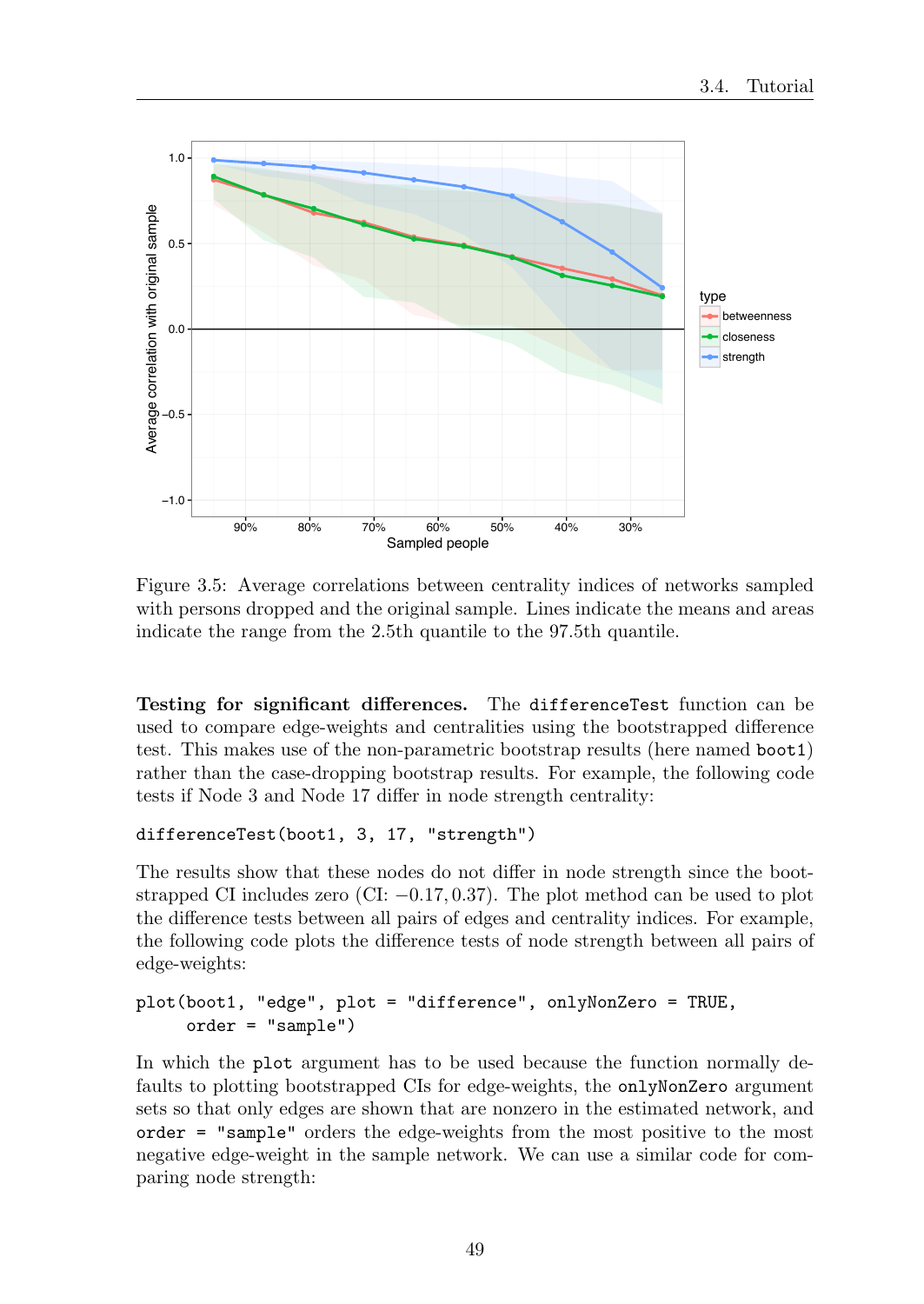Figure 3.5: Average correlations between centrality indices of networks sampled with persons dropped and the original sample. Lines indicate the means and areas indicate the range from the 2.5th quantile to the 97.5th quantile.

**Testing for significant differences.** The `differenceTest` function can be used to compare edge-weights and centralities using the bootstrapped difference test. This makes use of the non-parametric bootstrap results (here named `boot1`) rather than the case-dropping bootstrap results. For example, the following code tests if Node 3 and Node 17 differ in node strength centrality:

```
differenceTest(boot1, 3, 17, "strength")
```

The results show that these nodes do not differ in node strength since the bootstrapped CI includes zero (CI: $-0.17, 0.37$). The plot method can be used to plot the difference tests between all pairs of edges and centrality indices. For example, the following code plots the difference tests of node strength between all pairs of edge-weights:

```
plot(boot1, "edge", plot = "difference", onlyNonZero = TRUE,
     order = "sample")
```

In which the `plot` argument has to be used because the function normally defaults to plotting bootstrapped CIs for edge-weights, the `onlyNonZero` argument sets so that only edges are shown that are nonzero in the estimated network, and `order = "sample"` orders the edge-weights from the most positive to the most negative edge-weight in the sample network. We can use a similar code for comparing node strength: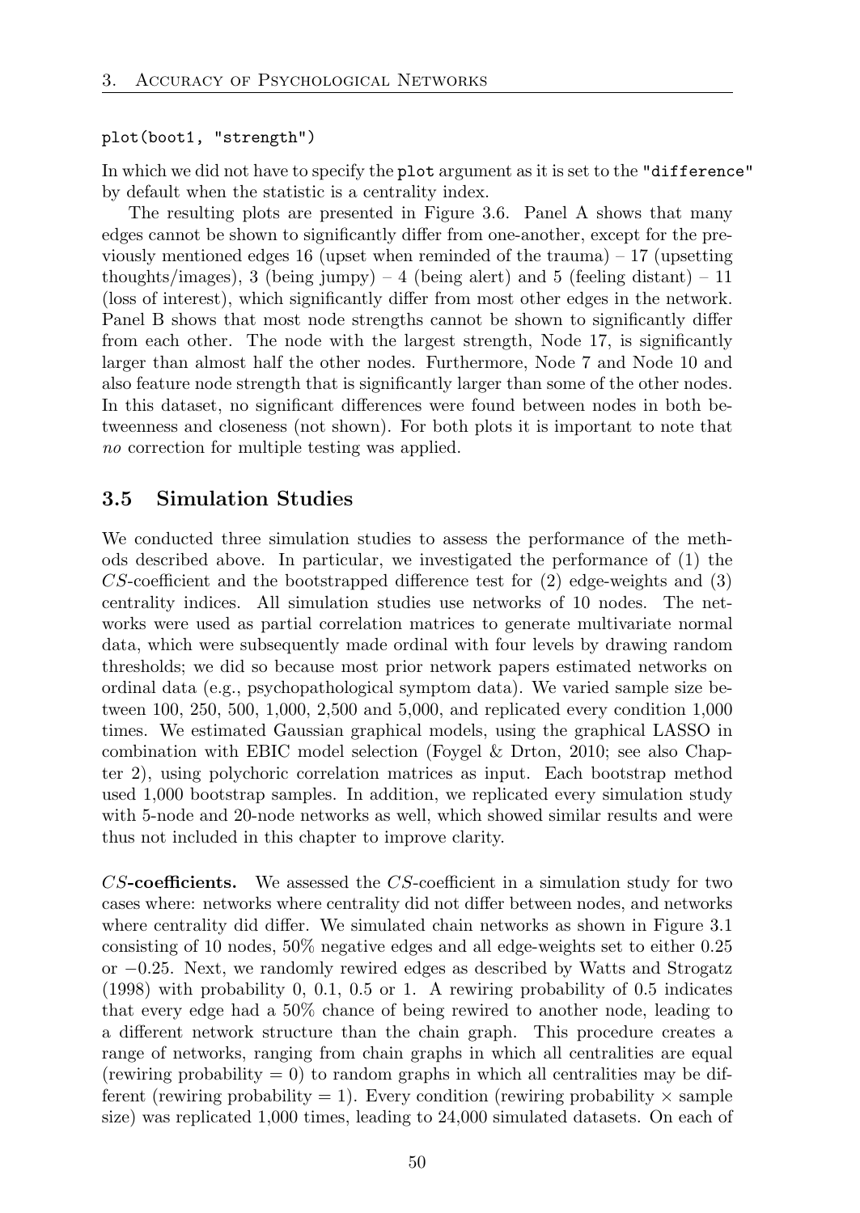```
plot(boot1, "strength")
```

In which we did not have to specify the `plot` argument as it is set to the `"difference"` by default when the statistic is a centrality index.

The resulting plots are presented in Figure 3.6. Panel A shows that many edges cannot be shown to significantly differ from one-another, except for the previously mentioned edges 16 (upset when reminded of the trauma) – 17 (upsetting thoughts/images), 3 (being jumpy) – 4 (being alert) and 5 (feeling distant) – 11 (loss of interest), which significantly differ from most other edges in the network. Panel B shows that most node strengths cannot be shown to significantly differ from each other. The node with the largest strength, Node 17, is significantly larger than almost half the other nodes. Furthermore, Node 7 and Node 10 and also feature node strength that is significantly larger than some of the other nodes. In this dataset, no significant differences were found between nodes in both betweenness and closeness (not shown). For both plots it is important to note that *no* correction for multiple testing was applied.

## 3.5 Simulation Studies

We conducted three simulation studies to assess the performance of the methods described above. In particular, we investigated the performance of (1) the $CS$-coefficient and the bootstrapped difference test for (2) edge-weights and (3) centrality indices. All simulation studies use networks of 10 nodes. The networks were used as partial correlation matrices to generate multivariate normal data, which were subsequently made ordinal with four levels by drawing random thresholds; we did so because most prior network papers estimated networks on ordinal data (e.g., psychopathological symptom data). We varied sample size between 100, 250, 500, 1,000, 2,500 and 5,000, and replicated every condition 1,000 times. We estimated Gaussian graphical models, using the graphical LASSO in combination with EBIC model selection (Foygel & Drton, 2010; see also Chapter 2), using polychoric correlation matrices as input. Each bootstrap method used 1,000 bootstrap samples. In addition, we replicated every simulation study with 5-node and 20-node networks as well, which showed similar results and were thus not included in this chapter to improve clarity.

**$CS$-coefficients.** We assessed the $CS$-coefficient in a simulation study for two cases where: networks where centrality did not differ between nodes, and networks where centrality did differ. We simulated chain networks as shown in Figure 3.1 consisting of 10 nodes, 50% negative edges and all edge-weights set to either 0.25 or $-0.25$. Next, we randomly rewired edges as described by Watts and Strogatz (1998) with probability 0, 0.1, 0.5 or 1. A rewiring probability of 0.5 indicates that every edge had a 50% chance of being rewired to another node, leading to a different network structure than the chain graph. This procedure creates a range of networks, ranging from chain graphs in which all centralities are equal (rewiring probability = 0) to random graphs in which all centralities may be different (rewiring probability = 1). Every condition (rewiring probability $\times$ sample size) was replicated 1,000 times, leading to 24,000 simulated datasets. On each of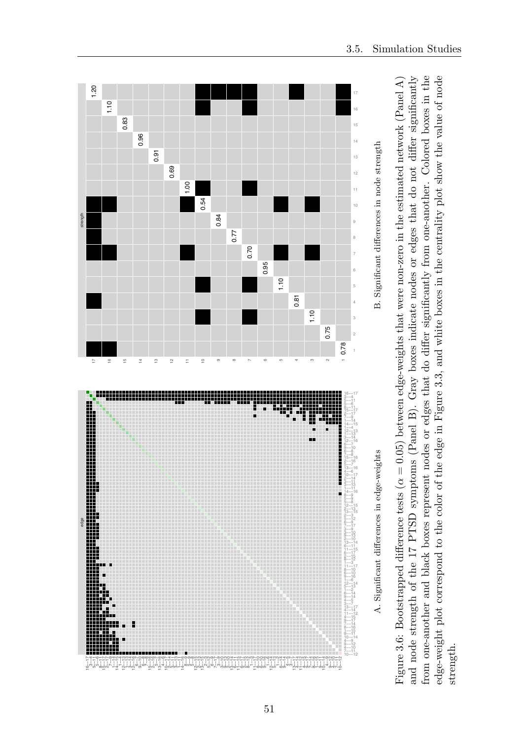A. Significant differences in edge-weights

B. Significant differences in node strength

Figure 3.6: Bootstrapped difference tests ($\alpha = 0.05$) between edge-weights that were non-zero in the estimated network (Panel A) and node strength of the 17 PTSD symptoms (Panel B). Gray boxes indicate nodes or edges that do not differ significantly from one-another and black boxes represent nodes or edges that do differ significantly from one-another. Colored boxes in the edge-weight plot correspond to the color of the edge in Figure 3.3, and white boxes in the centrality plot show the value of node strength.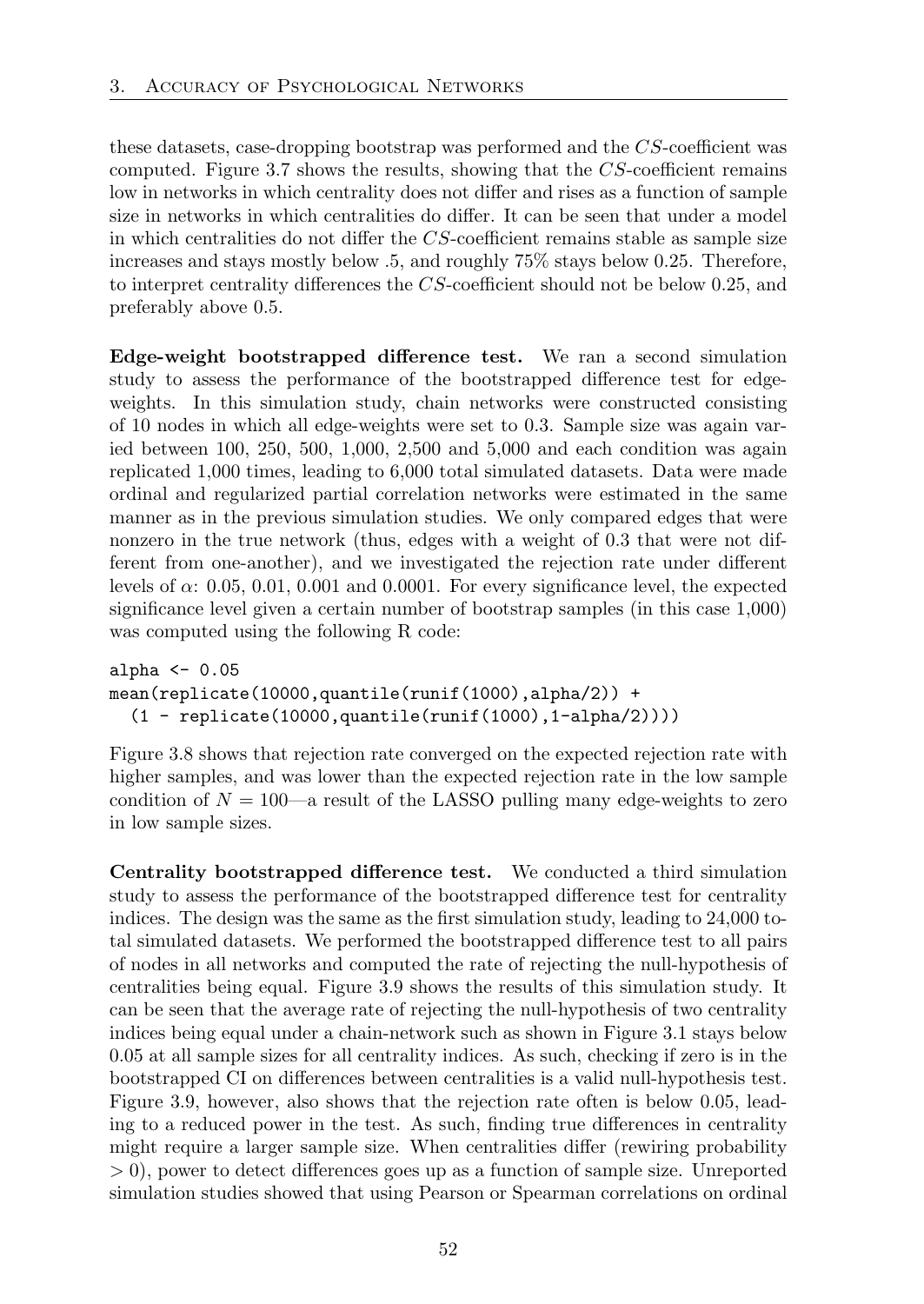these datasets, case-dropping bootstrap was performed and the $CS$-coefficient was computed. Figure 3.7 shows the results, showing that the $CS$-coefficient remains low in networks in which centrality does not differ and rises as a function of sample size in networks in which centralities do differ. It can be seen that under a model in which centralities do not differ the $CS$-coefficient remains stable as sample size increases and stays mostly below .5, and roughly 75% stays below 0.25. Therefore, to interpret centrality differences the $CS$-coefficient should not be below 0.25, and preferably above 0.5.

**Edge-weight bootstrapped difference test.** We ran a second simulation study to assess the performance of the bootstrapped difference test for edge-weights. In this simulation study, chain networks were constructed consisting of 10 nodes in which all edge-weights were set to 0.3. Sample size was again varied between 100, 250, 500, 1,000, 2,500 and 5,000 and each condition was again replicated 1,000 times, leading to 6,000 total simulated datasets. Data were made ordinal and regularized partial correlation networks were estimated in the same manner as in the previous simulation studies. We only compared edges that were nonzero in the true network (thus, edges with a weight of 0.3 that were not different from one-another), and we investigated the rejection rate under different levels of $\alpha$: 0.05, 0.01, 0.001 and 0.0001. For every significance level, the expected significance level given a certain number of bootstrap samples (in this case 1,000) was computed using the following R code:

```
alpha <- 0.05
mean(replicate(10000,quantile(runif(1000),alpha/2)) +
  (1 - replicate(10000,quantile(runif(1000),1-alpha/2))))
```

Figure 3.8 shows that rejection rate converged on the expected rejection rate with higher samples, and was lower than the expected rejection rate in the low sample condition of $N = 100$—a result of the LASSO pulling many edge-weights to zero in low sample sizes.

**Centrality bootstrapped difference test.** We conducted a third simulation study to assess the performance of the bootstrapped difference test for centrality indices. The design was the same as the first simulation study, leading to 24,000 total simulated datasets. We performed the bootstrapped difference test to all pairs of nodes in all networks and computed the rate of rejecting the null-hypothesis of centralities being equal. Figure 3.9 shows the results of this simulation study. It can be seen that the average rate of rejecting the null-hypothesis of two centrality indices being equal under a chain-network such as shown in Figure 3.1 stays below 0.05 at all sample sizes for all centrality indices. As such, checking if zero is in the bootstrapped CI on differences between centralities is a valid null-hypothesis test. Figure 3.9, however, also shows that the rejection rate often is below 0.05, leading to a reduced power in the test. As such, finding true differences in centrality might require a larger sample size. When centralities differ (rewiring probability $> 0$), power to detect differences goes up as a function of sample size. Unreported simulation studies showed that using Pearson or Spearman correlations on ordinal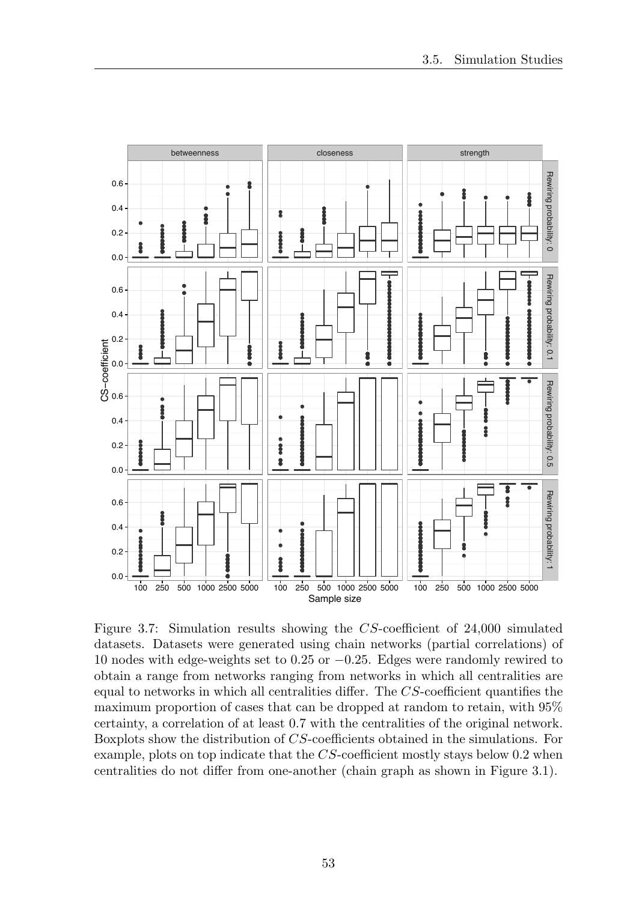Figure 3.7: Simulation results showing the $CS$-coefficient of 24,000 simulated datasets. Datasets were generated using chain networks (partial correlations) of 10 nodes with edge-weights set to 0.25 or $-0.25$. Edges were randomly rewired to obtain a range from networks ranging from networks in which all centralities are equal to networks in which all centralities differ. The $CS$-coefficient quantifies the maximum proportion of cases that can be dropped at random to retain, with 95% certainty, a correlation of at least 0.7 with the centralities of the original network. Boxplots show the distribution of $CS$-coefficients obtained in the simulations. For example, plots on top indicate that the $CS$-coefficient mostly stays below 0.2 when centralities do not differ from one-another (chain graph as shown in Figure 3.1).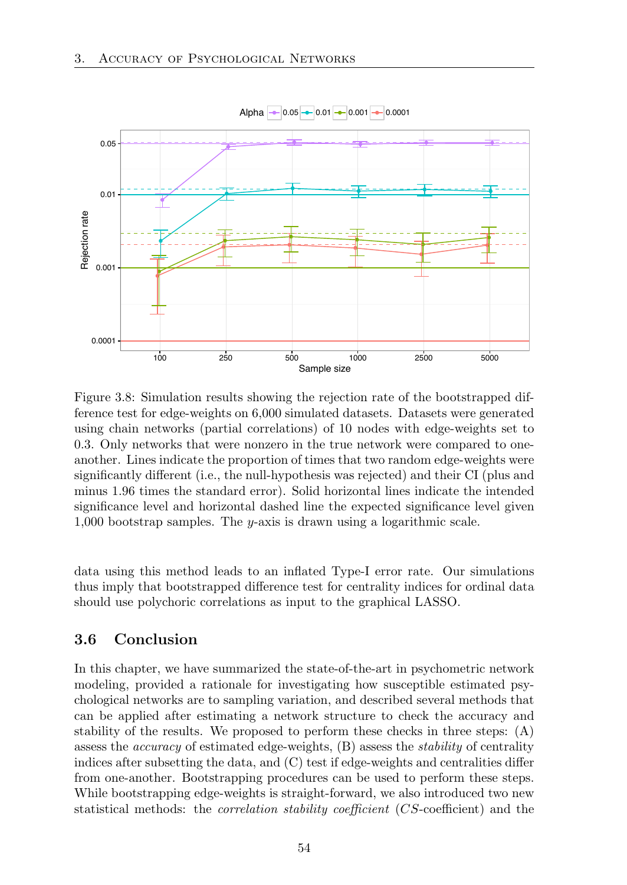Figure 3.8: Simulation results showing the rejection rate of the bootstrapped difference test for edge-weights on 6,000 simulated datasets. Datasets were generated using chain networks (partial correlations) of 10 nodes with edge-weights set to 0.3. Only networks that were nonzero in the true network were compared to one-another. Lines indicate the proportion of times that two random edge-weights were significantly different (i.e., the null-hypothesis was rejected) and their CI (plus and minus 1.96 times the standard error). Solid horizontal lines indicate the intended significance level and horizontal dashed line the expected significance level given 1,000 bootstrap samples. The $y$-axis is drawn using a logarithmic scale.

data using this method leads to an inflated Type-I error rate. Our simulations thus imply that bootstrapped difference test for centrality indices for ordinal data should use polychoric correlations as input to the graphical LASSO.

## 3.6 Conclusion

In this chapter, we have summarized the state-of-the-art in psychometric network modeling, provided a rationale for investigating how susceptible estimated psychological networks are to sampling variation, and described several methods that can be applied after estimating a network structure to check the accuracy and stability of the results. We proposed to perform these checks in three steps: (A) assess the *accuracy* of estimated edge-weights, (B) assess the *stability* of centrality indices after subsetting the data, and (C) test if edge-weights and centralities differ from one-another. Bootstrapping procedures can be used to perform these steps. While bootstrapping edge-weights is straight-forward, we also introduced two new statistical methods: the *correlation stability coefficient* (*CS*-coefficient) and the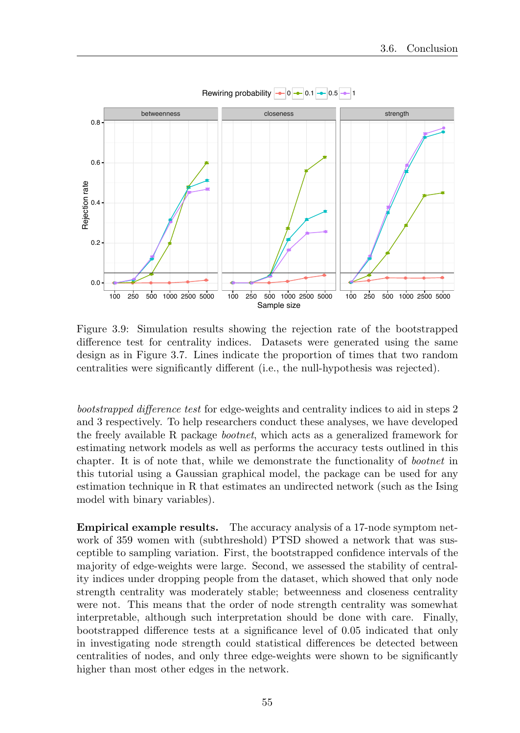Figure 3.9: Simulation results showing the rejection rate of the bootstrapped difference test for centrality indices. Datasets were generated using the same design as in Figure 3.7. Lines indicate the proportion of times that two random centralities were significantly different (i.e., the null-hypothesis was rejected).

*bootstrapped difference test* for edge-weights and centrality indices to aid in steps 2 and 3 respectively. To help researchers conduct these analyses, we have developed the freely available R package *bootnet*, which acts as a generalized framework for estimating network models as well as performs the accuracy tests outlined in this chapter. It is of note that, while we demonstrate the functionality of *bootnet* in this tutorial using a Gaussian graphical model, the package can be used for any estimation technique in R that estimates an undirected network (such as the Ising model with binary variables).

**Empirical example results.** The accuracy analysis of a 17-node symptom network of 359 women with (subthreshold) PTSD showed a network that was susceptible to sampling variation. First, the bootstrapped confidence intervals of the majority of edge-weights were large. Second, we assessed the stability of centrality indices under dropping people from the dataset, which showed that only node strength centrality was moderately stable; betweenness and closeness centrality were not. This means that the order of node strength centrality was somewhat interpretable, although such interpretation should be done with care. Finally, bootstrapped difference tests at a significance level of 0.05 indicated that only in investigating node strength could statistical differences be detected between centralities of nodes, and only three edge-weights were shown to be significantly higher than most other edges in the network.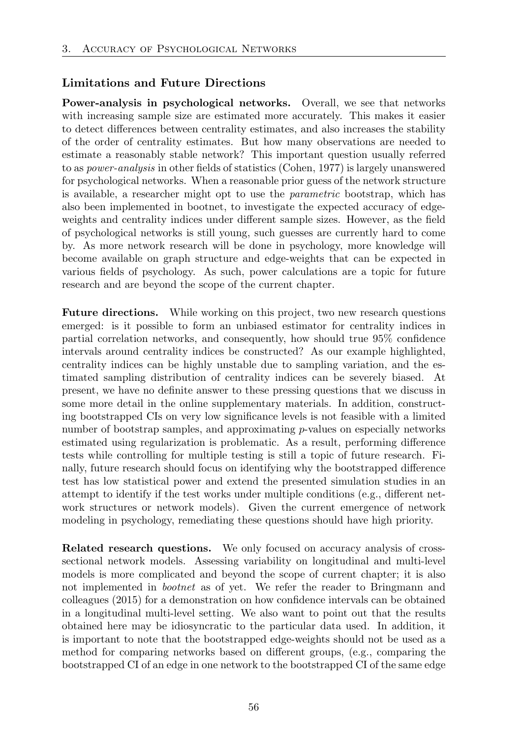### Limitations and Future Directions

**Power-analysis in psychological networks.** Overall, we see that networks with increasing sample size are estimated more accurately. This makes it easier to detect differences between centrality estimates, and also increases the stability of the order of centrality estimates. But how many observations are needed to estimate a reasonably stable network? This important question usually referred to as *power-analysis* in other fields of statistics (Cohen, 1977) is largely unanswered for psychological networks. When a reasonable prior guess of the network structure is available, a researcher might opt to use the *parametric* bootstrap, which has also been implemented in bootnet, to investigate the expected accuracy of edge-weights and centrality indices under different sample sizes. However, as the field of psychological networks is still young, such guesses are currently hard to come by. As more network research will be done in psychology, more knowledge will become available on graph structure and edge-weights that can be expected in various fields of psychology. As such, power calculations are a topic for future research and are beyond the scope of the current chapter.

**Future directions.** While working on this project, two new research questions emerged: is it possible to form an unbiased estimator for centrality indices in partial correlation networks, and consequently, how should true 95% confidence intervals around centrality indices be constructed? As our example highlighted, centrality indices can be highly unstable due to sampling variation, and the estimated sampling distribution of centrality indices can be severely biased. At present, we have no definite answer to these pressing questions that we discuss in some more detail in the online supplementary materials. In addition, constructing bootstrapped CIs on very low significance levels is not feasible with a limited number of bootstrap samples, and approximating $p$-values on especially networks estimated using regularization is problematic. As a result, performing difference tests while controlling for multiple testing is still a topic of future research. Finally, future research should focus on identifying why the bootstrapped difference test has low statistical power and extend the presented simulation studies in an attempt to identify if the test works under multiple conditions (e.g., different network structures or network models). Given the current emergence of network modeling in psychology, remediating these questions should have high priority.

**Related research questions.** We only focused on accuracy analysis of cross-sectional network models. Assessing variability on longitudinal and multi-level models is more complicated and beyond the scope of current chapter; it is also not implemented in *bootnet* as of yet. We refer the reader to Bringmann and colleagues (2015) for a demonstration on how confidence intervals can be obtained in a longitudinal multi-level setting. We also want to point out that the results obtained here may be idiosyncratic to the particular data used. In addition, it is important to note that the bootstrapped edge-weights should not be used as a method for comparing networks based on different groups, (e.g., comparing the bootstrapped CI of an edge in one network to the bootstrapped CI of the same edge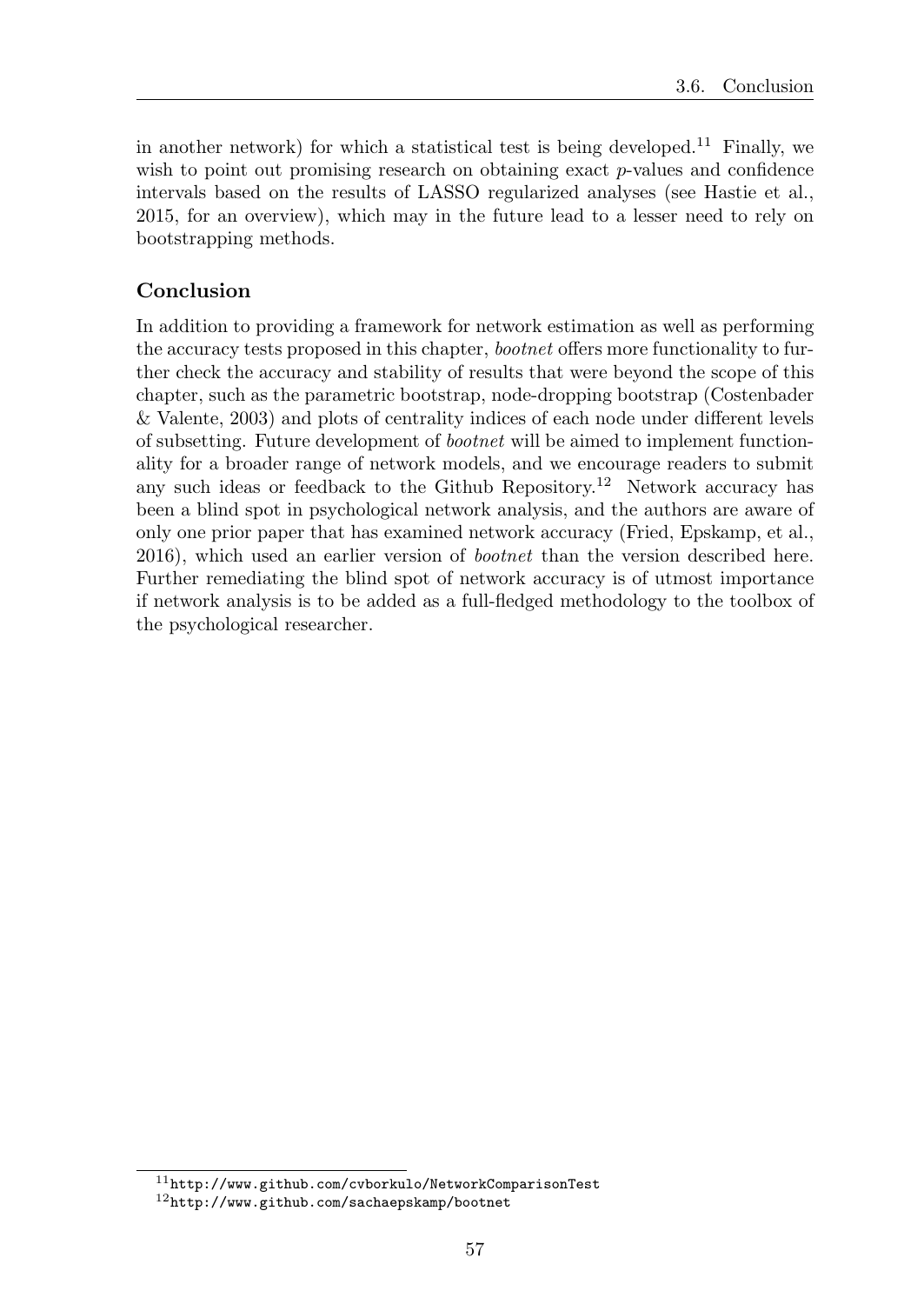in another network) for which a statistical test is being developed.[11] Finally, we wish to point out promising research on obtaining exact $p$-values and confidence intervals based on the results of LASSO regularized analyses (see Hastie et al., 2015, for an overview), which may in the future lead to a lesser need to rely on bootstrapping methods.

## Conclusion

In addition to providing a framework for network estimation as well as performing the accuracy tests proposed in this chapter, *bootnet* offers more functionality to further check the accuracy and stability of results that were beyond the scope of this chapter, such as the parametric bootstrap, node-dropping bootstrap (Costenbader & Valente, 2003) and plots of centrality indices of each node under different levels of subsetting. Future development of *bootnet* will be aimed to implement functionality for a broader range of network models, and we encourage readers to submit any such ideas or feedback to the Github Repository.[12] Network accuracy has been a blind spot in psychological network analysis, and the authors are aware of only one prior paper that has examined network accuracy (Fried, Epskamp, et al., 2016), which used an earlier version of *bootnet* than the version described here. Further remediating the blind spot of network accuracy is of utmost importance if network analysis is to be added as a full-fledged methodology to the toolbox of the psychological researcher.

[11] `http://www.github.com/cvborkulo/NetworkComparisonTest`

[12] `http://www.github.com/sachaepskamp/bootnet`